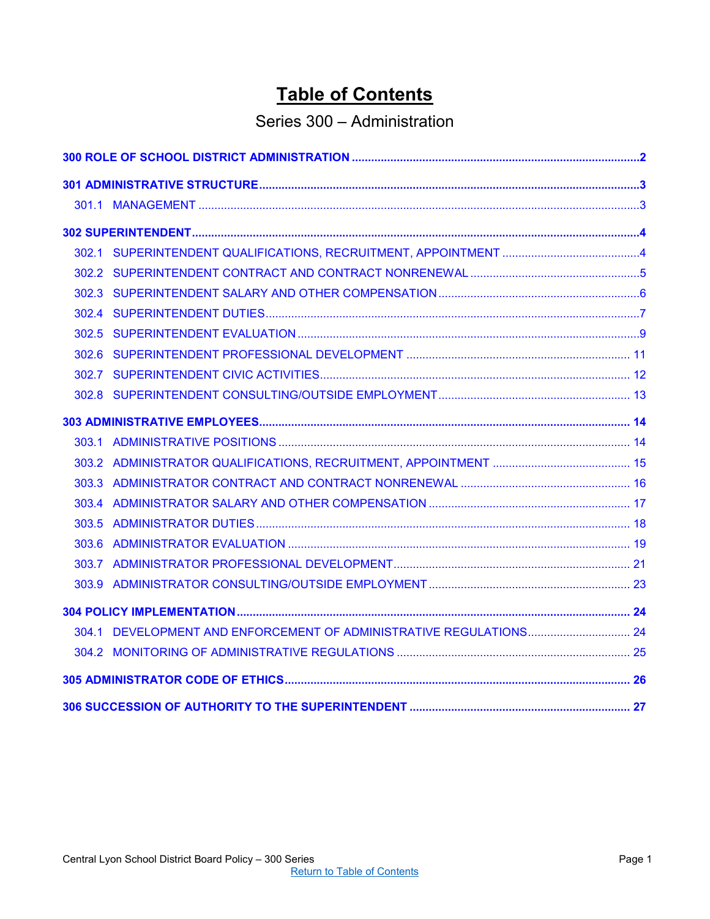# Table of Contents

## Series 300 – Administration

**300 ROLE OF SCHOOL DISTRICT ADMINISTRATION** .......... 2

**301 ADMINISTRATIVE STRUCTURE** .......... 3

- 301.1 MANAGEMENT .......... 3

**302 SUPERINTENDENT** .......... 4

- 302.1 SUPERINTENDENT QUALIFICATIONS, RECRUITMENT, APPOINTMENT .......... 4
- 302.2 SUPERINTENDENT CONTRACT AND CONTRACT NONRENEWAL .......... 5
- 302.3 SUPERINTENDENT SALARY AND OTHER COMPENSATION .......... 6
- 302.4 SUPERINTENDENT DUTIES .......... 7
- 302.5 SUPERINTENDENT EVALUATION .......... 9
- 302.6 SUPERINTENDENT PROFESSIONAL DEVELOPMENT .......... 11
- 302.7 SUPERINTENDENT CIVIC ACTIVITIES .......... 12
- 302.8 SUPERINTENDENT CONSULTING/OUTSIDE EMPLOYMENT .......... 13

**303 ADMINISTRATIVE EMPLOYEES** .......... 14

- 303.1 ADMINISTRATIVE POSITIONS .......... 14
- 303.2 ADMINISTRATOR QUALIFICATIONS, RECRUITMENT, APPOINTMENT .......... 15
- 303.3 ADMINISTRATOR CONTRACT AND CONTRACT NONRENEWAL .......... 16
- 303.4 ADMINISTRATOR SALARY AND OTHER COMPENSATION .......... 17
- 303.5 ADMINISTRATOR DUTIES .......... 18
- 303.6 ADMINISTRATOR EVALUATION .......... 19
- 303.7 ADMINISTRATOR PROFESSIONAL DEVELOPMENT .......... 21
- 303.9 ADMINISTRATOR CONSULTING/OUTSIDE EMPLOYMENT .......... 23

**304 POLICY IMPLEMENTATION** .......... 24

- 304.1 DEVELOPMENT AND ENFORCEMENT OF ADMINISTRATIVE REGULATIONS .......... 24
- 304.2 MONITORING OF ADMINISTRATIVE REGULATIONS .......... 25

**305 ADMINISTRATOR CODE OF ETHICS** .......... 26

**306 SUCCESSION OF AUTHORITY TO THE SUPERINTENDENT** .......... 27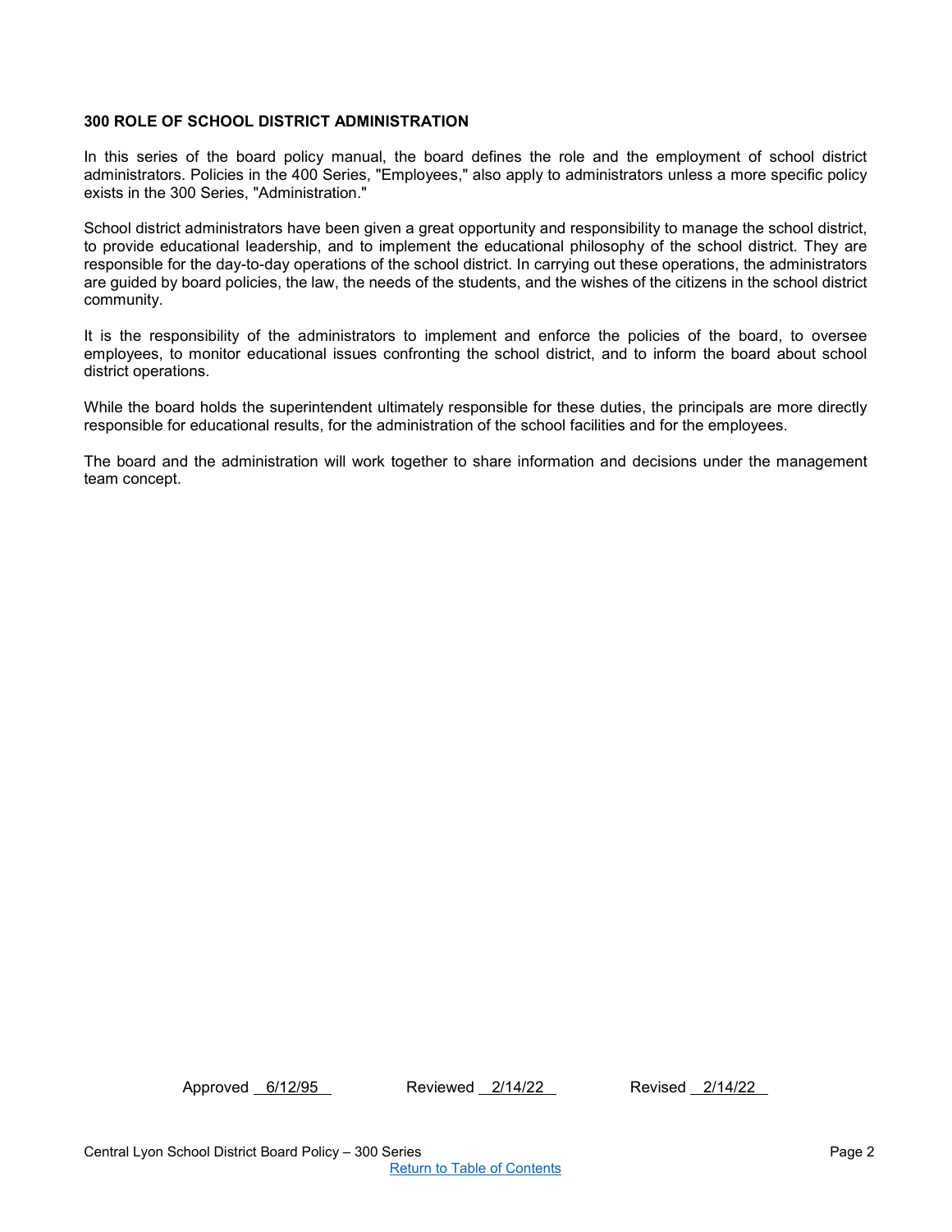**300 ROLE OF SCHOOL DISTRICT ADMINISTRATION**

In this series of the board policy manual, the board defines the role and the employment of school district administrators. Policies in the 400 Series, "Employees," also apply to administrators unless a more specific policy exists in the 300 Series, "Administration."

School district administrators have been given a great opportunity and responsibility to manage the school district, to provide educational leadership, and to implement the educational philosophy of the school district. They are responsible for the day-to-day operations of the school district. In carrying out these operations, the administrators are guided by board policies, the law, the needs of the students, and the wishes of the citizens in the school district community.

It is the responsibility of the administrators to implement and enforce the policies of the board, to oversee employees, to monitor educational issues confronting the school district, and to inform the board about school district operations.

While the board holds the superintendent ultimately responsible for these duties, the principals are more directly responsible for educational results, for the administration of the school facilities and for the employees.

The board and the administration will work together to share information and decisions under the management team concept.

Approved 6/12/95 Reviewed 2/14/22 Revised 2/14/22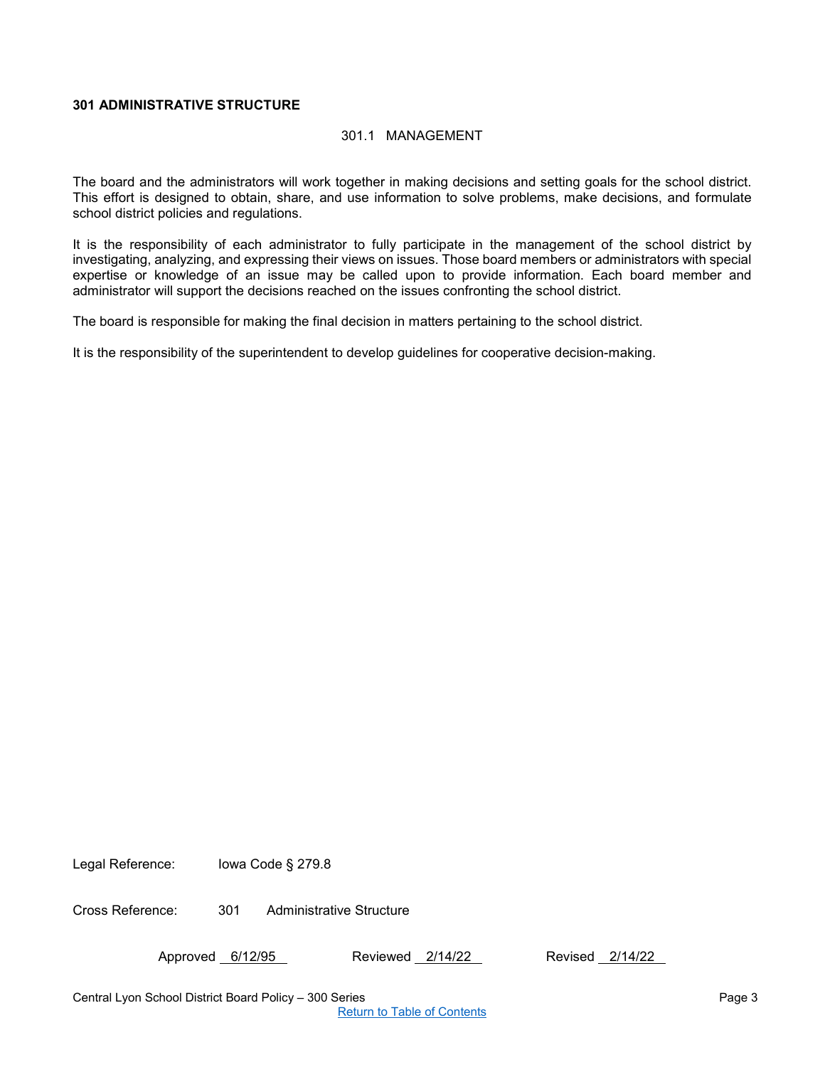**301 ADMINISTRATIVE STRUCTURE**

## 301.1 MANAGEMENT

The board and the administrators will work together in making decisions and setting goals for the school district. This effort is designed to obtain, share, and use information to solve problems, make decisions, and formulate school district policies and regulations.

It is the responsibility of each administrator to fully participate in the management of the school district by investigating, analyzing, and expressing their views on issues. Those board members or administrators with special expertise or knowledge of an issue may be called upon to provide information. Each board member and administrator will support the decisions reached on the issues confronting the school district.

The board is responsible for making the final decision in matters pertaining to the school district.

It is the responsibility of the superintendent to develop guidelines for cooperative decision-making.

Legal Reference: Iowa Code § 279.8

Cross Reference: 301 Administrative Structure

Approved 6/12/95 Reviewed 2/14/22 Revised 2/14/22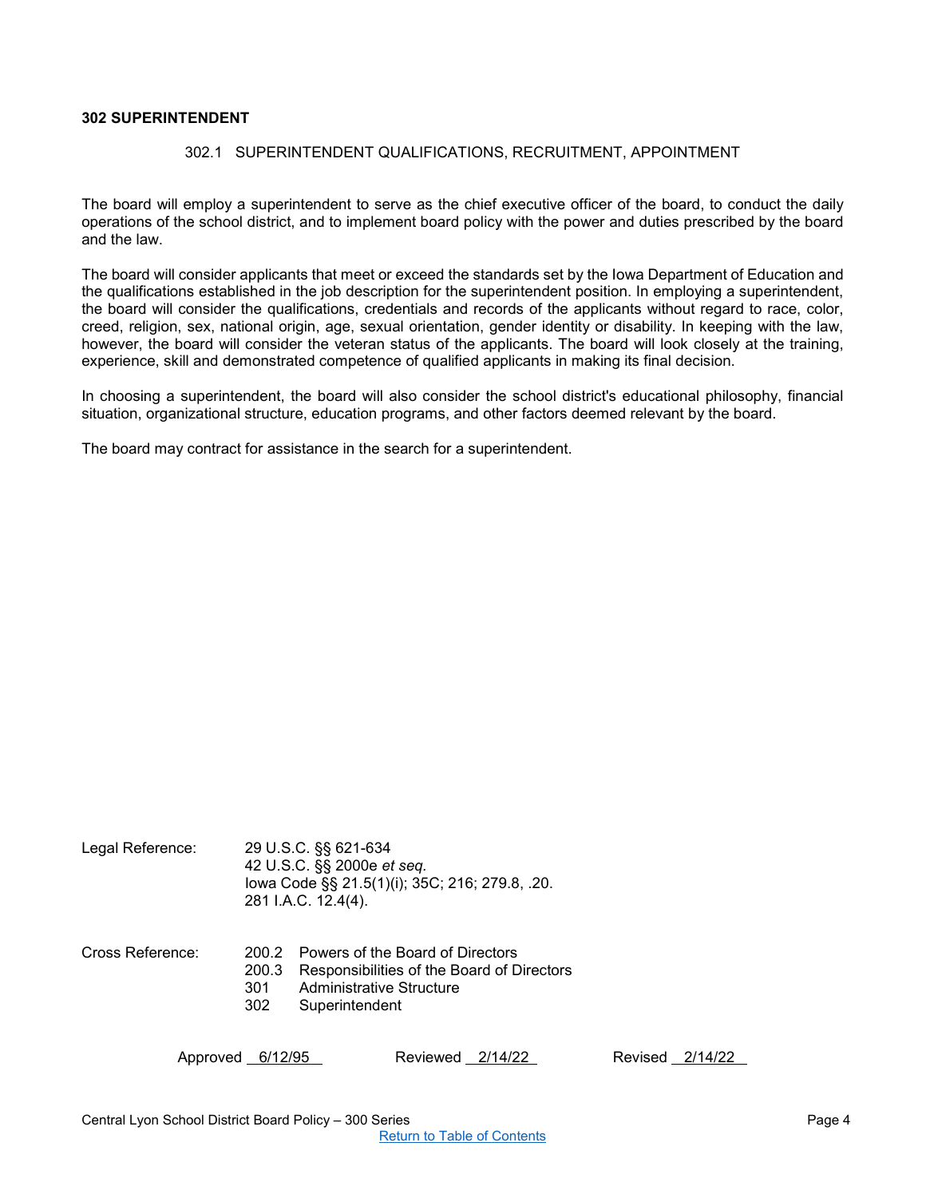## 302 SUPERINTENDENT

### 302.1 SUPERINTENDENT QUALIFICATIONS, RECRUITMENT, APPOINTMENT

The board will employ a superintendent to serve as the chief executive officer of the board, to conduct the daily operations of the school district, and to implement board policy with the power and duties prescribed by the board and the law.

The board will consider applicants that meet or exceed the standards set by the Iowa Department of Education and the qualifications established in the job description for the superintendent position. In employing a superintendent, the board will consider the qualifications, credentials and records of the applicants without regard to race, color, creed, religion, sex, national origin, age, sexual orientation, gender identity or disability. In keeping with the law, however, the board will consider the veteran status of the applicants. The board will look closely at the training, experience, skill and demonstrated competence of qualified applicants in making its final decision.

In choosing a superintendent, the board will also consider the school district's educational philosophy, financial situation, organizational structure, education programs, and other factors deemed relevant by the board.

The board may contract for assistance in the search for a superintendent.

Legal Reference: 29 U.S.C. §§ 621-634
42 U.S.C. §§ 2000e *et seq.*
Iowa Code §§ 21.5(1)(i); 35C; 216; 279.8, .20.
281 I.A.C. 12.4(4).

Cross Reference:
200.2 Powers of the Board of Directors
200.3 Responsibilities of the Board of Directors
301 Administrative Structure
302 Superintendent

Approved 6/12/95 Reviewed 2/14/22 Revised 2/14/22

Central Lyon School District Board Policy – 300 Series

Return to Table of Contents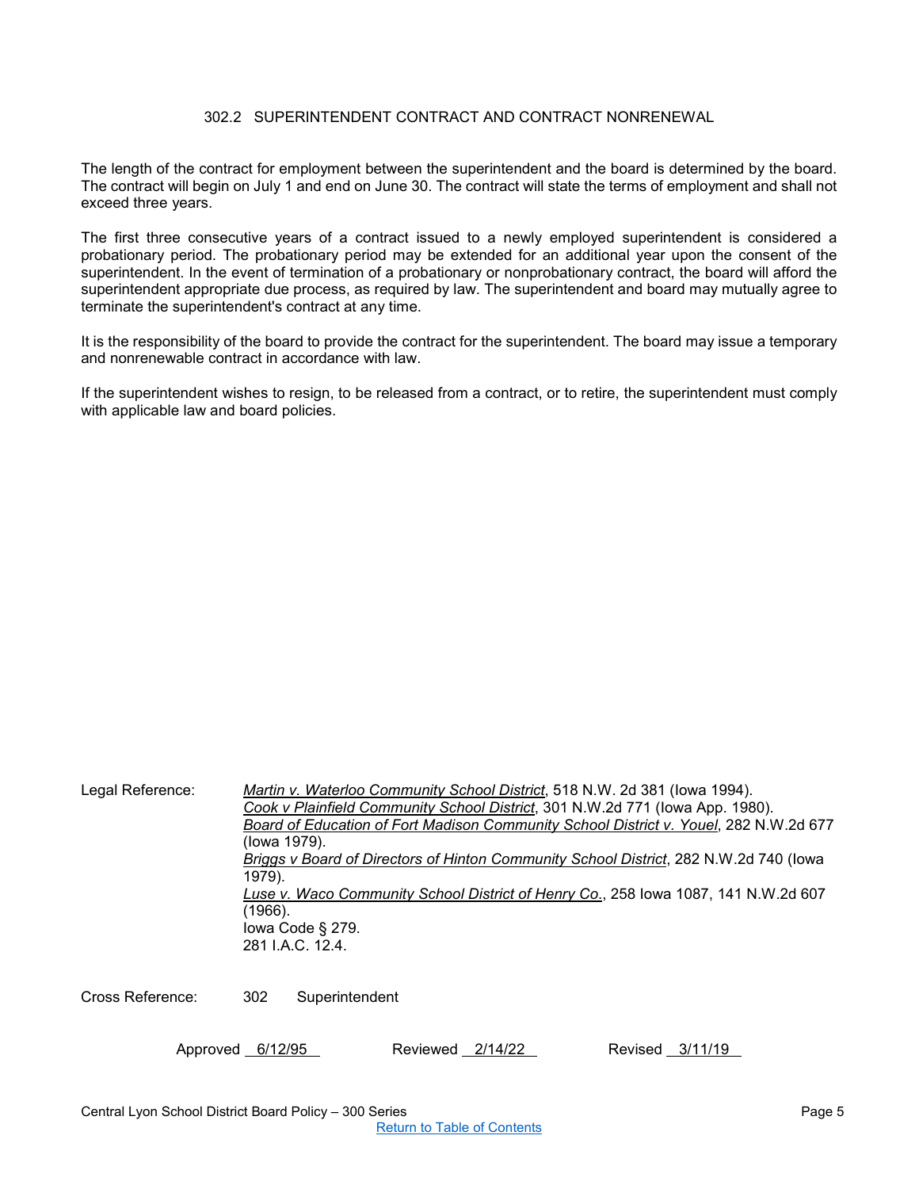## 302.2 SUPERINTENDENT CONTRACT AND CONTRACT NONRENEWAL

The length of the contract for employment between the superintendent and the board is determined by the board. The contract will begin on July 1 and end on June 30. The contract will state the terms of employment and shall not exceed three years.

The first three consecutive years of a contract issued to a newly employed superintendent is considered a probationary period. The probationary period may be extended for an additional year upon the consent of the superintendent. In the event of termination of a probationary or nonprobationary contract, the board will afford the superintendent appropriate due process, as required by law. The superintendent and board may mutually agree to terminate the superintendent's contract at any time.

It is the responsibility of the board to provide the contract for the superintendent. The board may issue a temporary and nonrenewable contract in accordance with law.

If the superintendent wishes to resign, to be released from a contract, or to retire, the superintendent must comply with applicable law and board policies.

Legal Reference:
*Martin v. Waterloo Community School District*, 518 N.W. 2d 381 (Iowa 1994).
*Cook v Plainfield Community School District*, 301 N.W.2d 771 (Iowa App. 1980).
*Board of Education of Fort Madison Community School District v. Youel*, 282 N.W.2d 677 (Iowa 1979).
*Briggs v Board of Directors of Hinton Community School District*, 282 N.W.2d 740 (Iowa 1979).
*Luse v. Waco Community School District of Henry Co.*, 258 Iowa 1087, 141 N.W.2d 607 (1966).
Iowa Code § 279.
281 I.A.C. 12.4.

Cross Reference: 302 Superintendent

Approved 6/12/95 Reviewed 2/14/22 Revised 3/11/19

Return to Table of Contents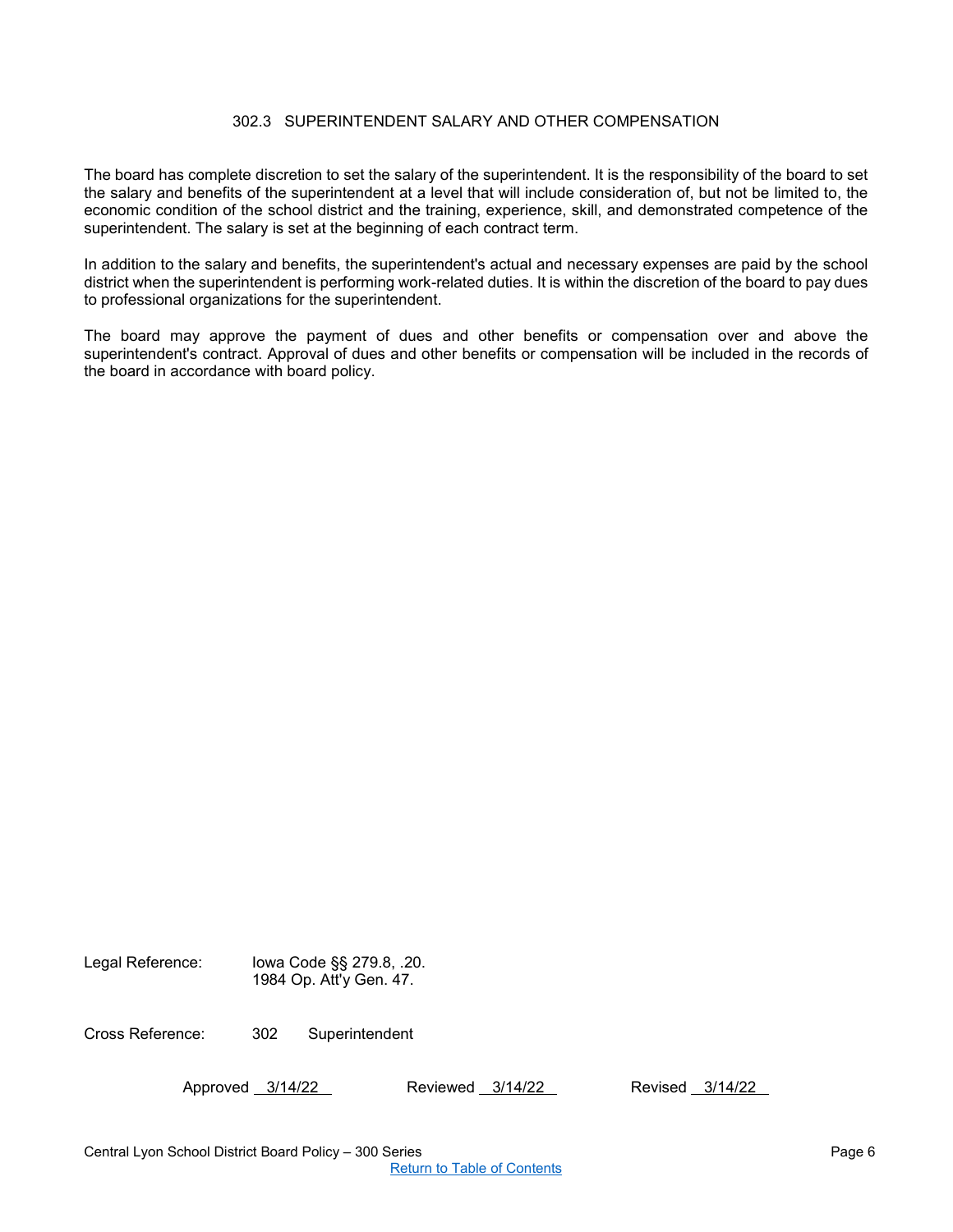## 302.3 SUPERINTENDENT SALARY AND OTHER COMPENSATION

The board has complete discretion to set the salary of the superintendent. It is the responsibility of the board to set the salary and benefits of the superintendent at a level that will include consideration of, but not be limited to, the economic condition of the school district and the training, experience, skill, and demonstrated competence of the superintendent. The salary is set at the beginning of each contract term.

In addition to the salary and benefits, the superintendent's actual and necessary expenses are paid by the school district when the superintendent is performing work-related duties. It is within the discretion of the board to pay dues to professional organizations for the superintendent.

The board may approve the payment of dues and other benefits or compensation over and above the superintendent's contract. Approval of dues and other benefits or compensation will be included in the records of the board in accordance with board policy.

Legal Reference: Iowa Code §§ 279.8, .20.
1984 Op. Att'y Gen. 47.

Cross Reference: 302 Superintendent

Approved 3/14/22 Reviewed 3/14/22 Revised 3/14/22

Central Lyon School District Board Policy – 300 Series

Return to Table of Contents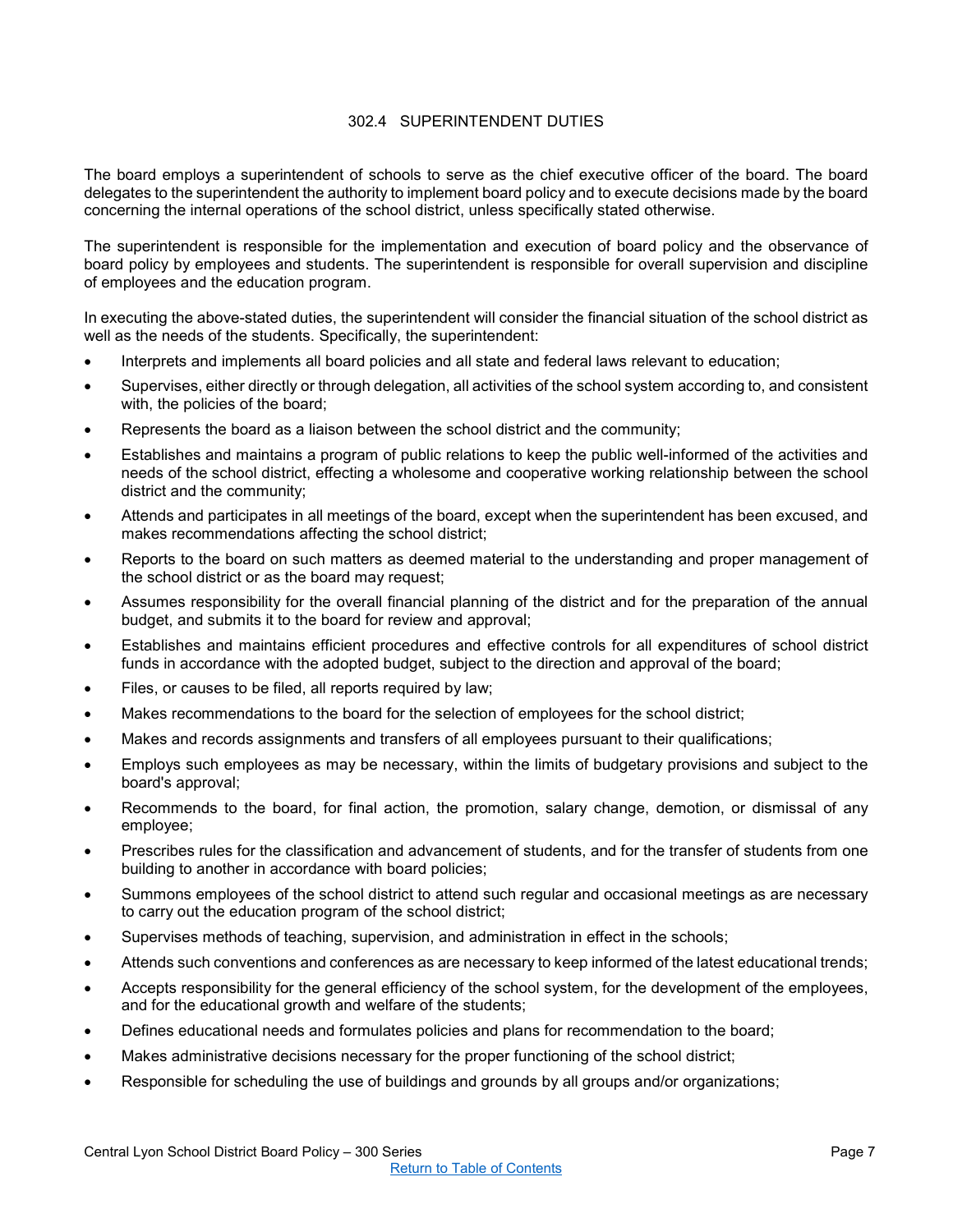## 302.4 SUPERINTENDENT DUTIES

The board employs a superintendent of schools to serve as the chief executive officer of the board. The board delegates to the superintendent the authority to implement board policy and to execute decisions made by the board concerning the internal operations of the school district, unless specifically stated otherwise.

The superintendent is responsible for the implementation and execution of board policy and the observance of board policy by employees and students. The superintendent is responsible for overall supervision and discipline of employees and the education program.

In executing the above-stated duties, the superintendent will consider the financial situation of the school district as well as the needs of the students. Specifically, the superintendent:

- Interprets and implements all board policies and all state and federal laws relevant to education;
- Supervises, either directly or through delegation, all activities of the school system according to, and consistent with, the policies of the board;
- Represents the board as a liaison between the school district and the community;
- Establishes and maintains a program of public relations to keep the public well-informed of the activities and needs of the school district, effecting a wholesome and cooperative working relationship between the school district and the community;
- Attends and participates in all meetings of the board, except when the superintendent has been excused, and makes recommendations affecting the school district;
- Reports to the board on such matters as deemed material to the understanding and proper management of the school district or as the board may request;
- Assumes responsibility for the overall financial planning of the district and for the preparation of the annual budget, and submits it to the board for review and approval;
- Establishes and maintains efficient procedures and effective controls for all expenditures of school district funds in accordance with the adopted budget, subject to the direction and approval of the board;
- Files, or causes to be filed, all reports required by law;
- Makes recommendations to the board for the selection of employees for the school district;
- Makes and records assignments and transfers of all employees pursuant to their qualifications;
- Employs such employees as may be necessary, within the limits of budgetary provisions and subject to the board's approval;
- Recommends to the board, for final action, the promotion, salary change, demotion, or dismissal of any employee;
- Prescribes rules for the classification and advancement of students, and for the transfer of students from one building to another in accordance with board policies;
- Summons employees of the school district to attend such regular and occasional meetings as are necessary to carry out the education program of the school district;
- Supervises methods of teaching, supervision, and administration in effect in the schools;
- Attends such conventions and conferences as are necessary to keep informed of the latest educational trends;
- Accepts responsibility for the general efficiency of the school system, for the development of the employees, and for the educational growth and welfare of the students;
- Defines educational needs and formulates policies and plans for recommendation to the board;
- Makes administrative decisions necessary for the proper functioning of the school district;
- Responsible for scheduling the use of buildings and grounds by all groups and/or organizations;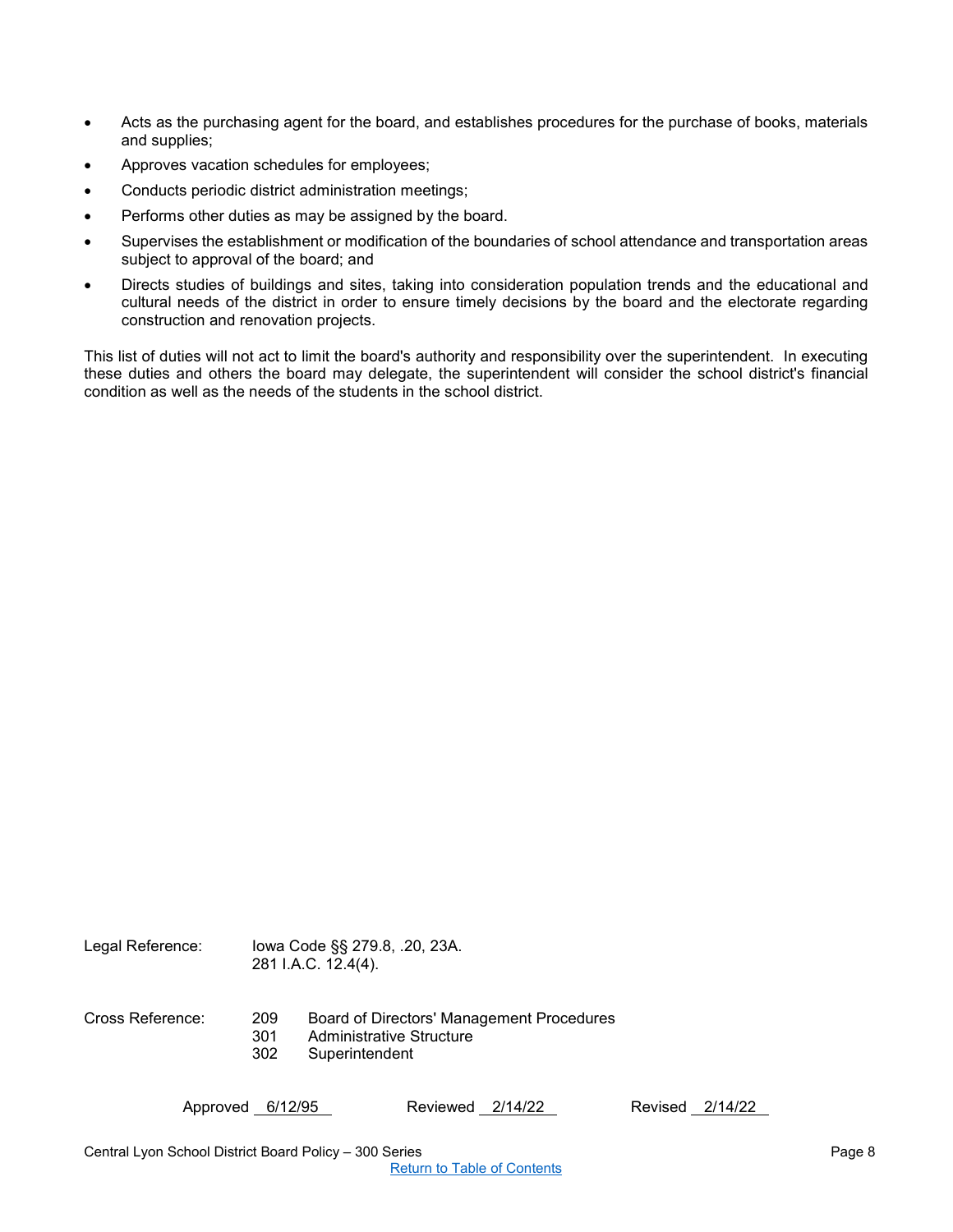- Acts as the purchasing agent for the board, and establishes procedures for the purchase of books, materials and supplies;
- Approves vacation schedules for employees;
- Conducts periodic district administration meetings;
- Performs other duties as may be assigned by the board.
- Supervises the establishment or modification of the boundaries of school attendance and transportation areas subject to approval of the board; and
- Directs studies of buildings and sites, taking into consideration population trends and the educational and cultural needs of the district in order to ensure timely decisions by the board and the electorate regarding construction and renovation projects.

This list of duties will not act to limit the board's authority and responsibility over the superintendent. In executing these duties and others the board may delegate, the superintendent will consider the school district's financial condition as well as the needs of the students in the school district.

Legal Reference: Iowa Code §§ 279.8, .20, 23A.
281 I.A.C. 12.4(4).

Cross Reference:
209 Board of Directors' Management Procedures
301 Administrative Structure
302 Superintendent

Approved 6/12/95 Reviewed 2/14/22 Revised 2/14/22

Return to Table of Contents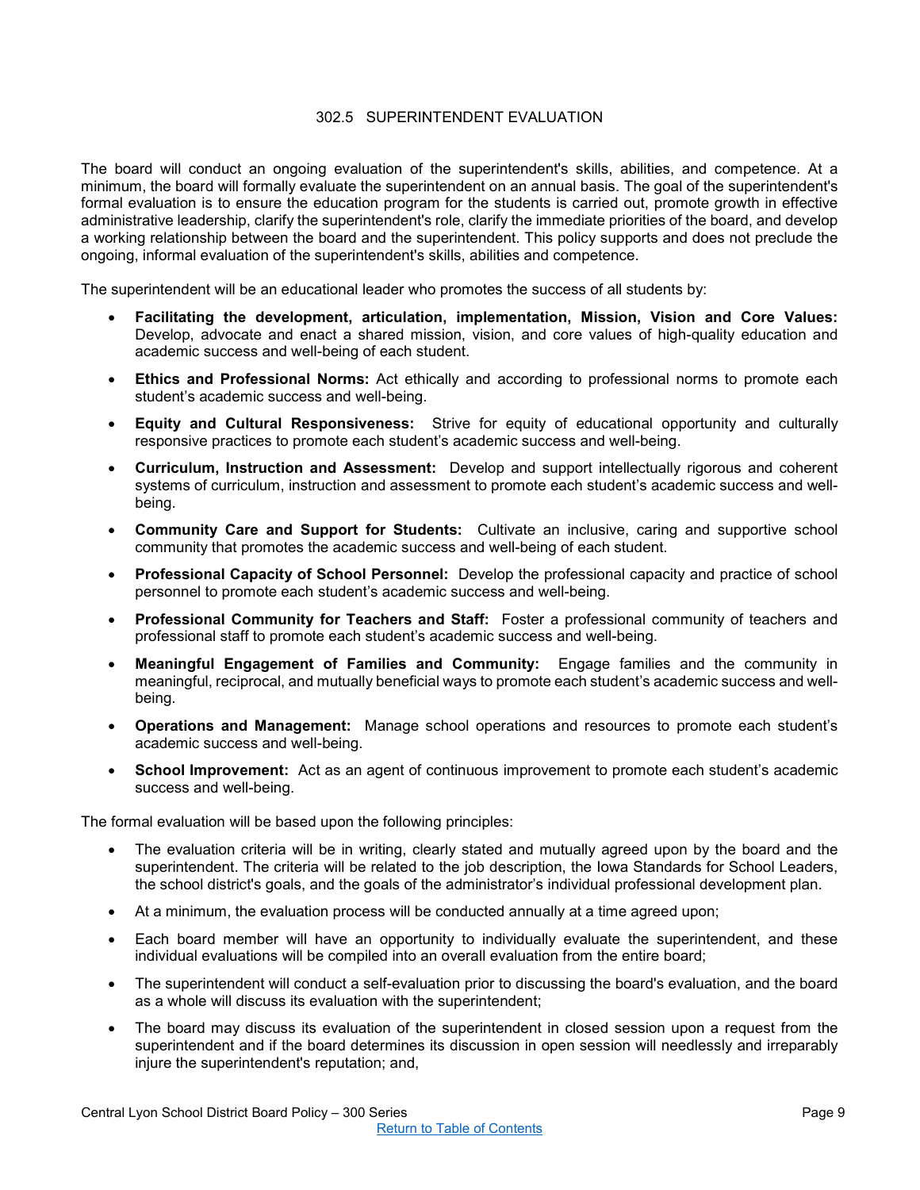## 302.5 SUPERINTENDENT EVALUATION

The board will conduct an ongoing evaluation of the superintendent's skills, abilities, and competence. At a minimum, the board will formally evaluate the superintendent on an annual basis. The goal of the superintendent's formal evaluation is to ensure the education program for the students is carried out, promote growth in effective administrative leadership, clarify the superintendent's role, clarify the immediate priorities of the board, and develop a working relationship between the board and the superintendent. This policy supports and does not preclude the ongoing, informal evaluation of the superintendent's skills, abilities and competence.

The superintendent will be an educational leader who promotes the success of all students by:

- **Facilitating the development, articulation, implementation, Mission, Vision and Core Values:** Develop, advocate and enact a shared mission, vision, and core values of high-quality education and academic success and well-being of each student.
- **Ethics and Professional Norms:** Act ethically and according to professional norms to promote each student's academic success and well-being.
- **Equity and Cultural Responsiveness:** Strive for equity of educational opportunity and culturally responsive practices to promote each student's academic success and well-being.
- **Curriculum, Instruction and Assessment:** Develop and support intellectually rigorous and coherent systems of curriculum, instruction and assessment to promote each student's academic success and well-being.
- **Community Care and Support for Students:** Cultivate an inclusive, caring and supportive school community that promotes the academic success and well-being of each student.
- **Professional Capacity of School Personnel:** Develop the professional capacity and practice of school personnel to promote each student's academic success and well-being.
- **Professional Community for Teachers and Staff:** Foster a professional community of teachers and professional staff to promote each student's academic success and well-being.
- **Meaningful Engagement of Families and Community:** Engage families and the community in meaningful, reciprocal, and mutually beneficial ways to promote each student's academic success and well-being.
- **Operations and Management:** Manage school operations and resources to promote each student's academic success and well-being.
- **School Improvement:** Act as an agent of continuous improvement to promote each student's academic success and well-being.

The formal evaluation will be based upon the following principles:

- The evaluation criteria will be in writing, clearly stated and mutually agreed upon by the board and the superintendent. The criteria will be related to the job description, the Iowa Standards for School Leaders, the school district's goals, and the goals of the administrator's individual professional development plan.
- At a minimum, the evaluation process will be conducted annually at a time agreed upon;
- Each board member will have an opportunity to individually evaluate the superintendent, and these individual evaluations will be compiled into an overall evaluation from the entire board;
- The superintendent will conduct a self-evaluation prior to discussing the board's evaluation, and the board as a whole will discuss its evaluation with the superintendent;
- The board may discuss its evaluation of the superintendent in closed session upon a request from the superintendent and if the board determines its discussion in open session will needlessly and irreparably injure the superintendent's reputation; and,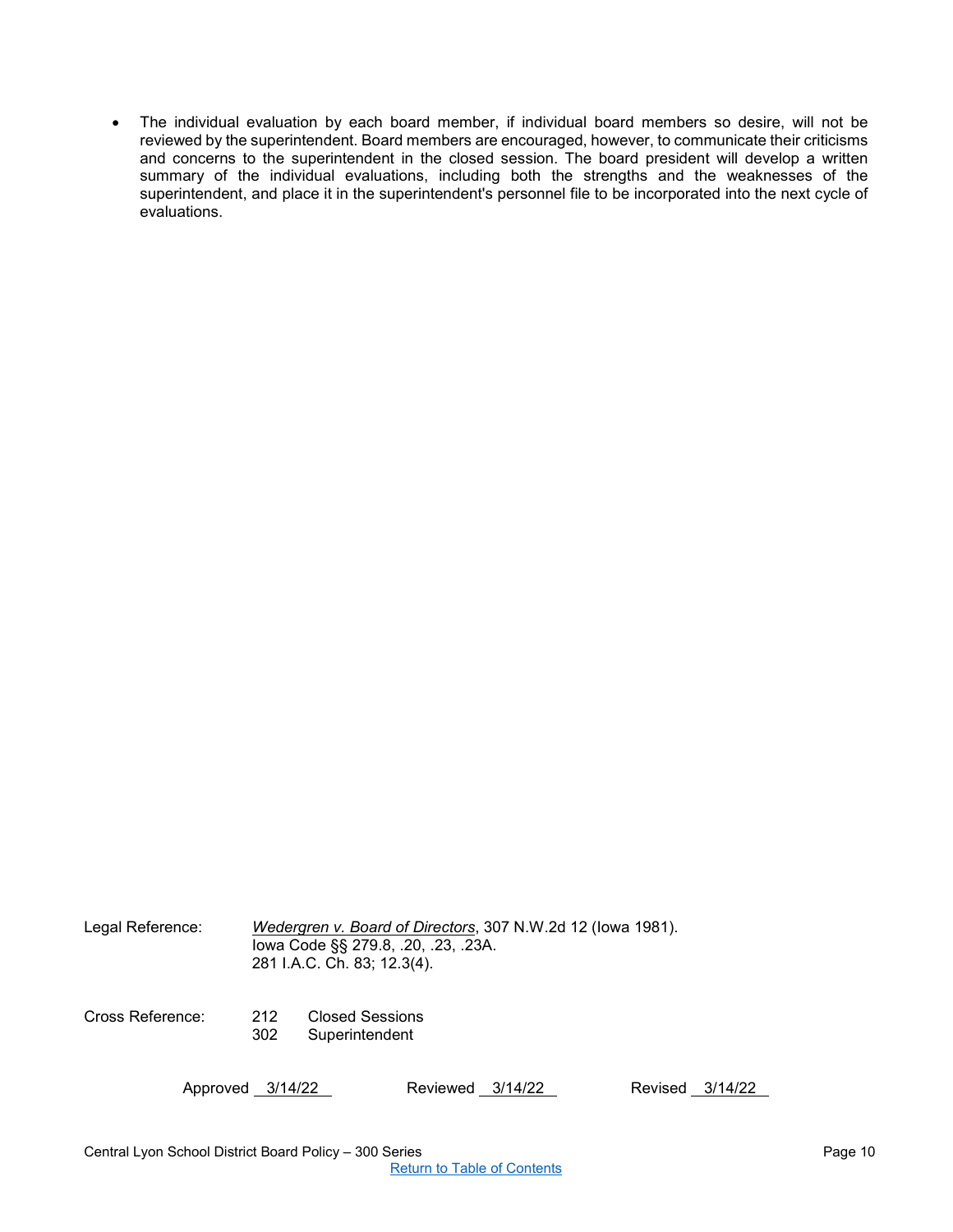- The individual evaluation by each board member, if individual board members so desire, will not be reviewed by the superintendent. Board members are encouraged, however, to communicate their criticisms and concerns to the superintendent in the closed session. The board president will develop a written summary of the individual evaluations, including both the strengths and the weaknesses of the superintendent, and place it in the superintendent's personnel file to be incorporated into the next cycle of evaluations.

Legal Reference: *Wedergren v. Board of Directors*, 307 N.W.2d 12 (Iowa 1981).
Iowa Code §§ 279.8, .20, .23, .23A.
281 I.A.C. Ch. 83; 12.3(4).

Cross Reference: 212 Closed Sessions
302 Superintendent

Approved 3/14/22 Reviewed 3/14/22 Revised 3/14/22

[Return to Table of Contents]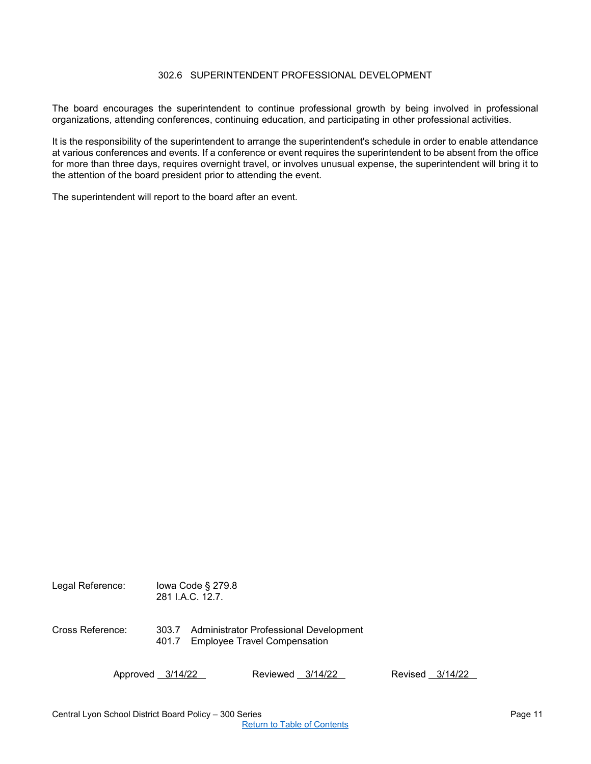# 302.6 SUPERINTENDENT PROFESSIONAL DEVELOPMENT

The board encourages the superintendent to continue professional growth by being involved in professional organizations, attending conferences, continuing education, and participating in other professional activities.

It is the responsibility of the superintendent to arrange the superintendent's schedule in order to enable attendance at various conferences and events. If a conference or event requires the superintendent to be absent from the office for more than three days, requires overnight travel, or involves unusual expense, the superintendent will bring it to the attention of the board president prior to attending the event.

The superintendent will report to the board after an event.

Legal Reference: Iowa Code § 279.8
281 I.A.C. 12.7.

Cross Reference: 303.7 Administrator Professional Development
401.7 Employee Travel Compensation

Approved 3/14/22 Reviewed 3/14/22 Revised 3/14/22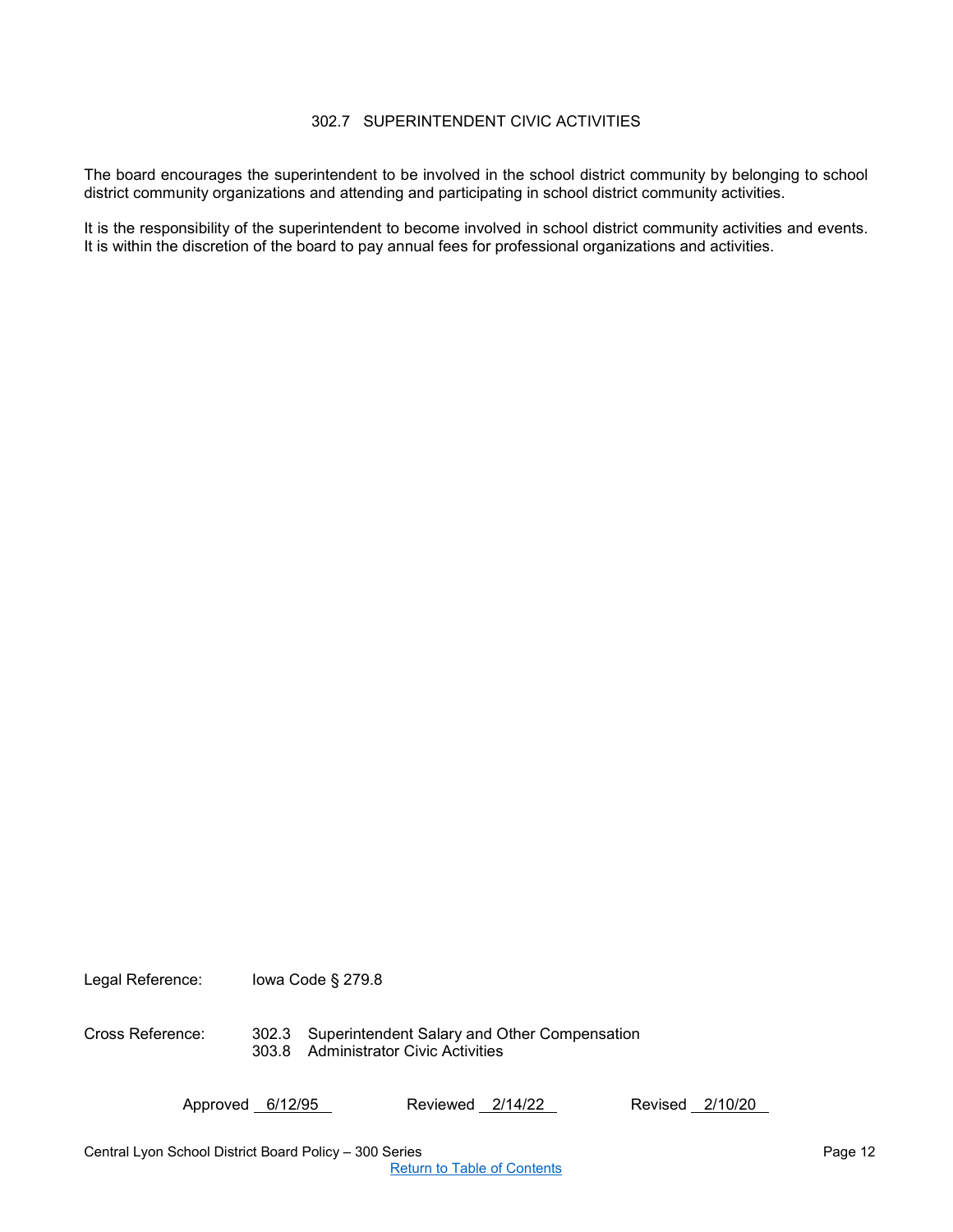# 302.7 SUPERINTENDENT CIVIC ACTIVITIES

The board encourages the superintendent to be involved in the school district community by belonging to school district community organizations and attending and participating in school district community activities.

It is the responsibility of the superintendent to become involved in school district community activities and events. It is within the discretion of the board to pay annual fees for professional organizations and activities.

Legal Reference: Iowa Code § 279.8

Cross Reference: 302.3 Superintendent Salary and Other Compensation
303.8 Administrator Civic Activities

Approved 6/12/95 Reviewed 2/14/22 Revised 2/10/20

Return to Table of Contents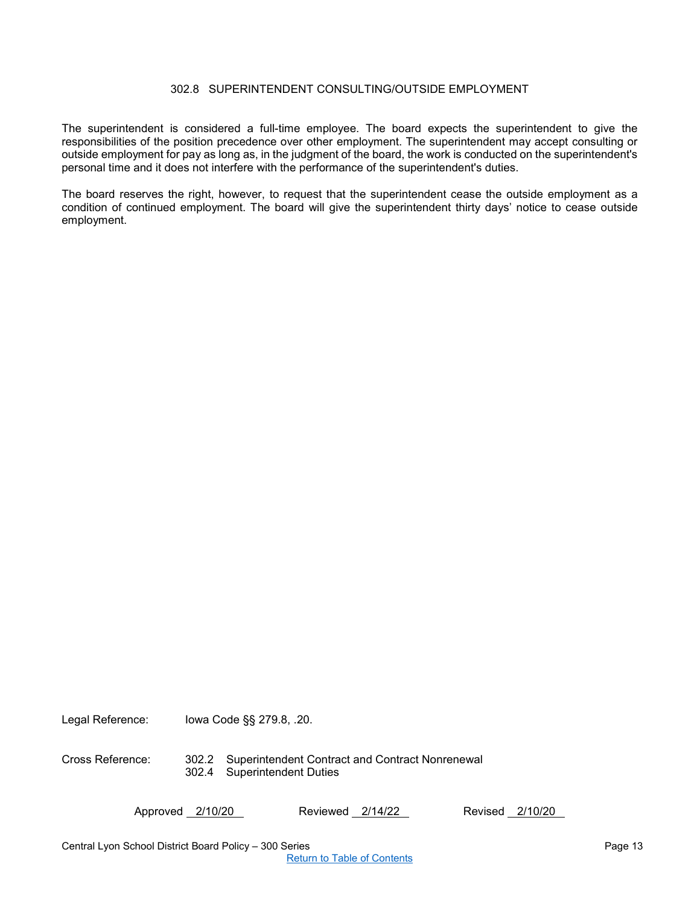## 302.8 SUPERINTENDENT CONSULTING/OUTSIDE EMPLOYMENT

The superintendent is considered a full-time employee. The board expects the superintendent to give the responsibilities of the position precedence over other employment. The superintendent may accept consulting or outside employment for pay as long as, in the judgment of the board, the work is conducted on the superintendent's personal time and it does not interfere with the performance of the superintendent's duties.

The board reserves the right, however, to request that the superintendent cease the outside employment as a condition of continued employment. The board will give the superintendent thirty days' notice to cease outside employment.

Legal Reference: Iowa Code §§ 279.8, .20.

Cross Reference:
302.2 Superintendent Contract and Contract Nonrenewal
302.4 Superintendent Duties

Approved 2/10/20 Reviewed 2/14/22 Revised 2/10/20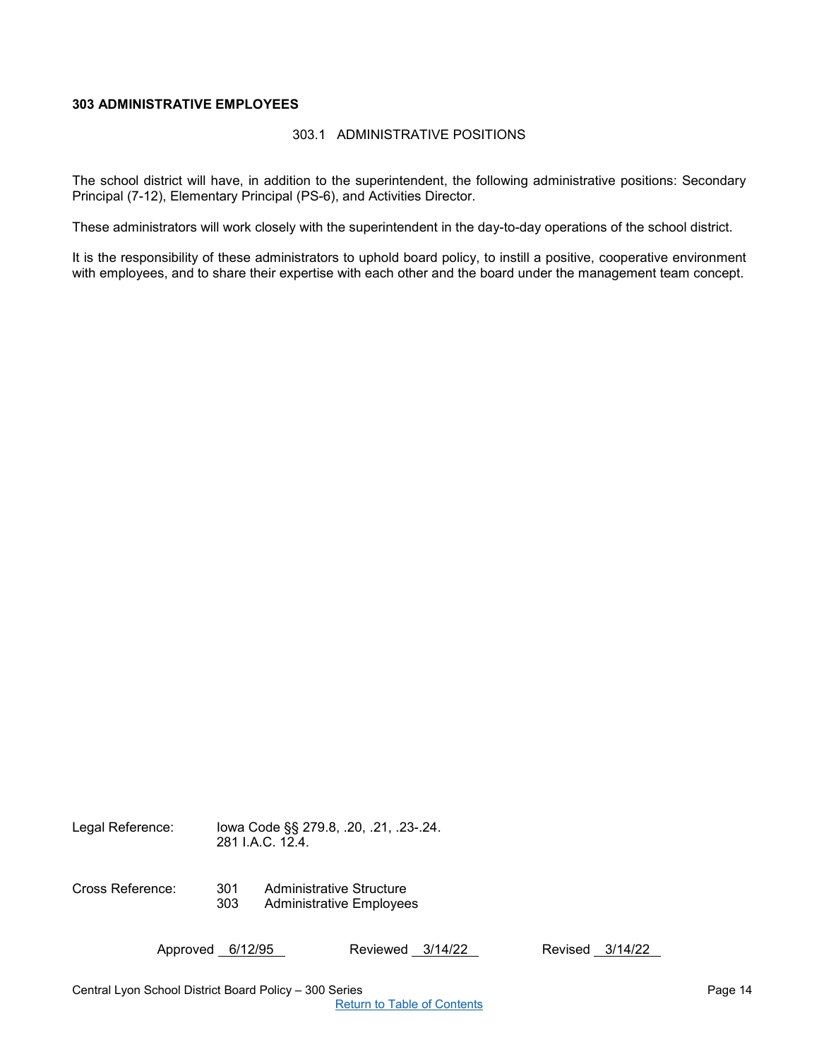**303 ADMINISTRATIVE EMPLOYEES**

### 303.1 ADMINISTRATIVE POSITIONS

The school district will have, in addition to the superintendent, the following administrative positions: Secondary Principal (7-12), Elementary Principal (PS-6), and Activities Director.

These administrators will work closely with the superintendent in the day-to-day operations of the school district.

It is the responsibility of these administrators to uphold board policy, to instill a positive, cooperative environment with employees, and to share their expertise with each other and the board under the management team concept.

Legal Reference: Iowa Code §§ 279.8, .20, .21, .23-.24.
281 I.A.C. 12.4.

Cross Reference: 301 Administrative Structure
303 Administrative Employees

Approved 6/12/95 Reviewed 3/14/22 Revised 3/14/22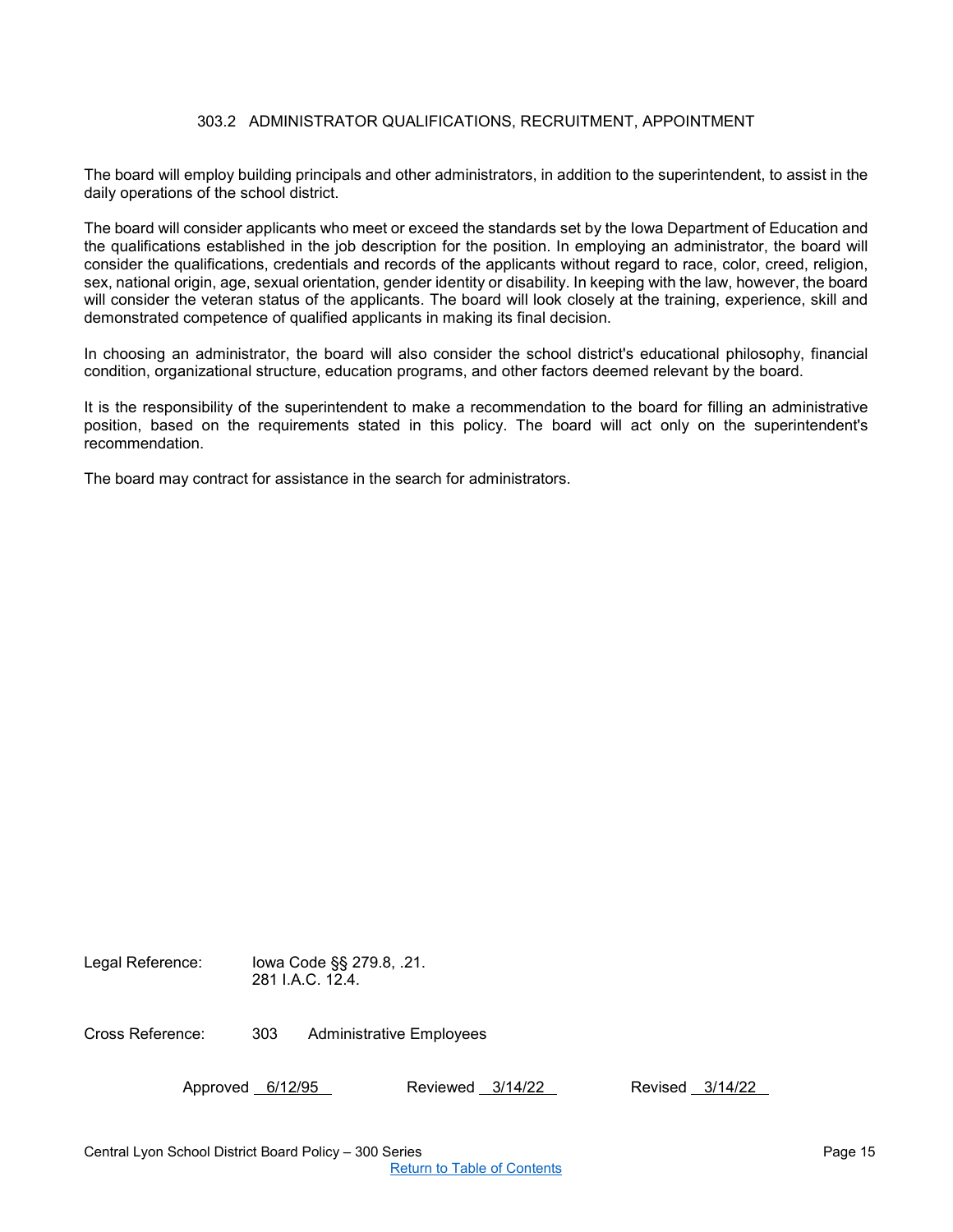## 303.2 ADMINISTRATOR QUALIFICATIONS, RECRUITMENT, APPOINTMENT

The board will employ building principals and other administrators, in addition to the superintendent, to assist in the daily operations of the school district.

The board will consider applicants who meet or exceed the standards set by the Iowa Department of Education and the qualifications established in the job description for the position. In employing an administrator, the board will consider the qualifications, credentials and records of the applicants without regard to race, color, creed, religion, sex, national origin, age, sexual orientation, gender identity or disability. In keeping with the law, however, the board will consider the veteran status of the applicants. The board will look closely at the training, experience, skill and demonstrated competence of qualified applicants in making its final decision.

In choosing an administrator, the board will also consider the school district's educational philosophy, financial condition, organizational structure, education programs, and other factors deemed relevant by the board.

It is the responsibility of the superintendent to make a recommendation to the board for filling an administrative position, based on the requirements stated in this policy. The board will act only on the superintendent's recommendation.

The board may contract for assistance in the search for administrators.

Legal Reference: Iowa Code §§ 279.8, .21.
281 I.A.C. 12.4.

Cross Reference: 303 Administrative Employees

Approved 6/12/95 Reviewed 3/14/22 Revised 3/14/22

Central Lyon School District Board Policy – 300 Series

Return to Table of Contents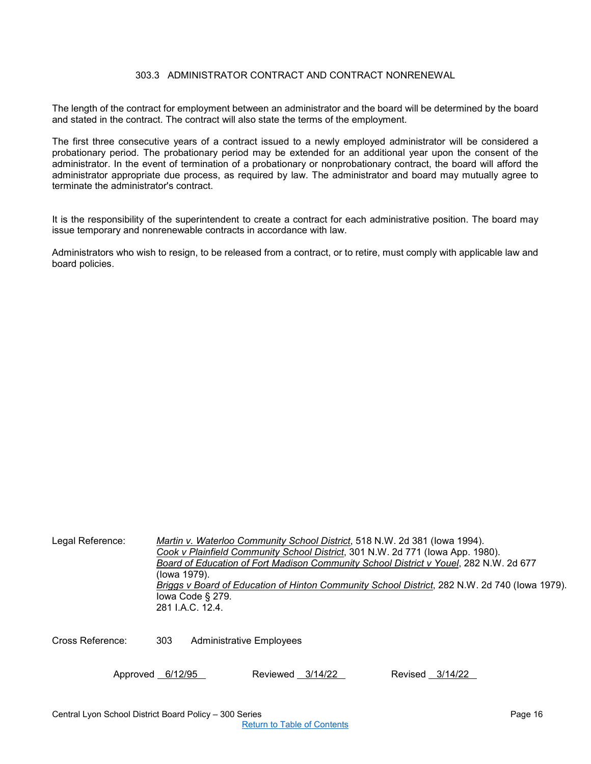# 303.3 ADMINISTRATOR CONTRACT AND CONTRACT NONRENEWAL

The length of the contract for employment between an administrator and the board will be determined by the board and stated in the contract. The contract will also state the terms of the employment.

The first three consecutive years of a contract issued to a newly employed administrator will be considered a probationary period. The probationary period may be extended for an additional year upon the consent of the administrator. In the event of termination of a probationary or nonprobationary contract, the board will afford the administrator appropriate due process, as required by law. The administrator and board may mutually agree to terminate the administrator's contract.

It is the responsibility of the superintendent to create a contract for each administrative position. The board may issue temporary and nonrenewable contracts in accordance with law.

Administrators who wish to resign, to be released from a contract, or to retire, must comply with applicable law and board policies.

Legal Reference:
*Martin v. Waterloo Community School District*, 518 N.W. 2d 381 (Iowa 1994).
*Cook v Plainfield Community School District*, 301 N.W. 2d 771 (Iowa App. 1980).
*Board of Education of Fort Madison Community School District v Youel*, 282 N.W. 2d 677 (Iowa 1979).
*Briggs v Board of Education of Hinton Community School District*, 282 N.W. 2d 740 (Iowa 1979).
Iowa Code § 279.
281 I.A.C. 12.4.

Cross Reference: 303 Administrative Employees

Approved 6/12/95 Reviewed 3/14/22 Revised 3/14/22

Central Lyon School District Board Policy – 300 Series

Return to Table of Contents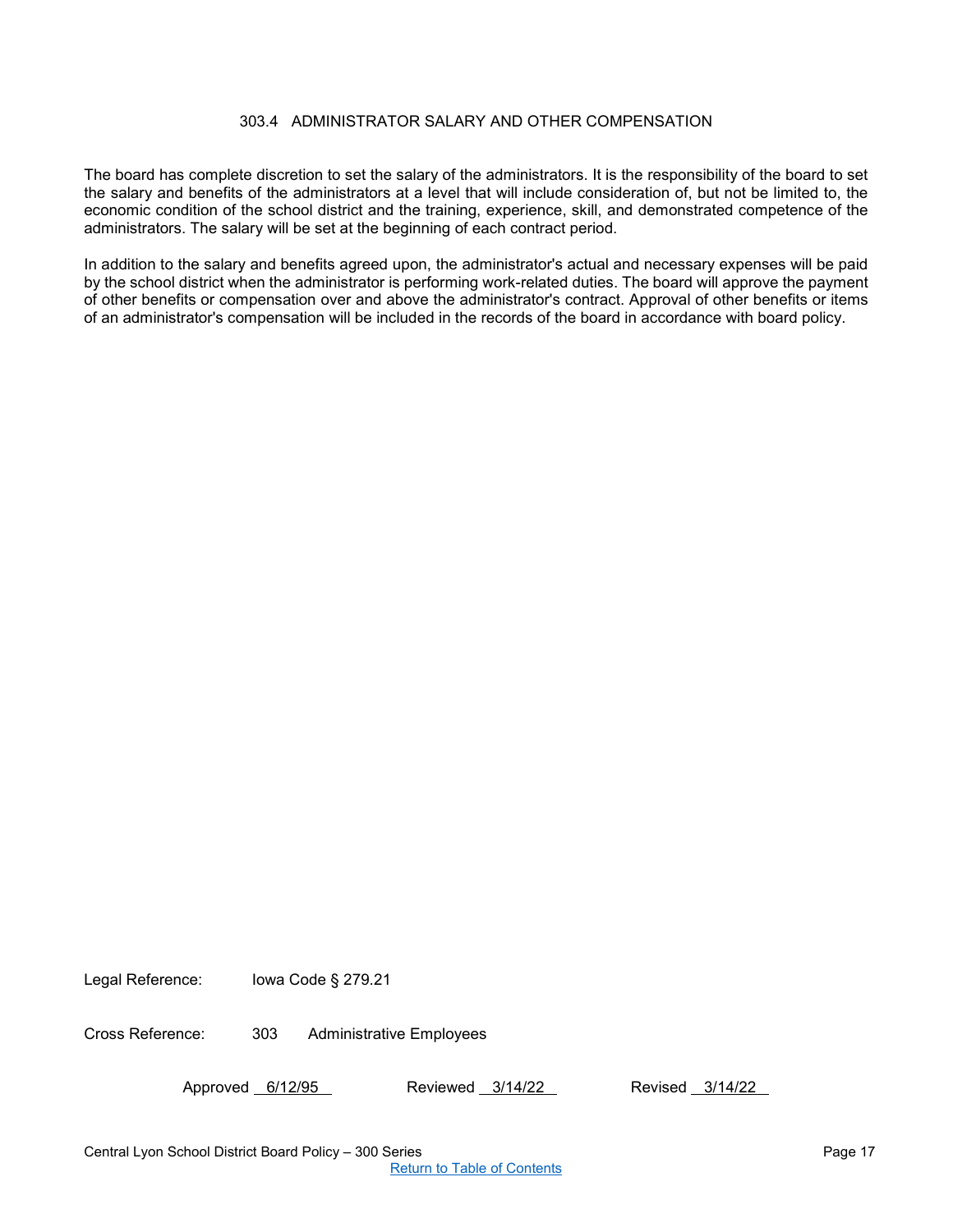# 303.4 ADMINISTRATOR SALARY AND OTHER COMPENSATION

The board has complete discretion to set the salary of the administrators. It is the responsibility of the board to set the salary and benefits of the administrators at a level that will include consideration of, but not be limited to, the economic condition of the school district and the training, experience, skill, and demonstrated competence of the administrators. The salary will be set at the beginning of each contract period.

In addition to the salary and benefits agreed upon, the administrator's actual and necessary expenses will be paid by the school district when the administrator is performing work-related duties. The board will approve the payment of other benefits or compensation over and above the administrator's contract. Approval of other benefits or items of an administrator's compensation will be included in the records of the board in accordance with board policy.

Legal Reference: Iowa Code § 279.21

Cross Reference: 303 Administrative Employees

Approved 6/12/95 Reviewed 3/14/22 Revised 3/14/22

Return to Table of Contents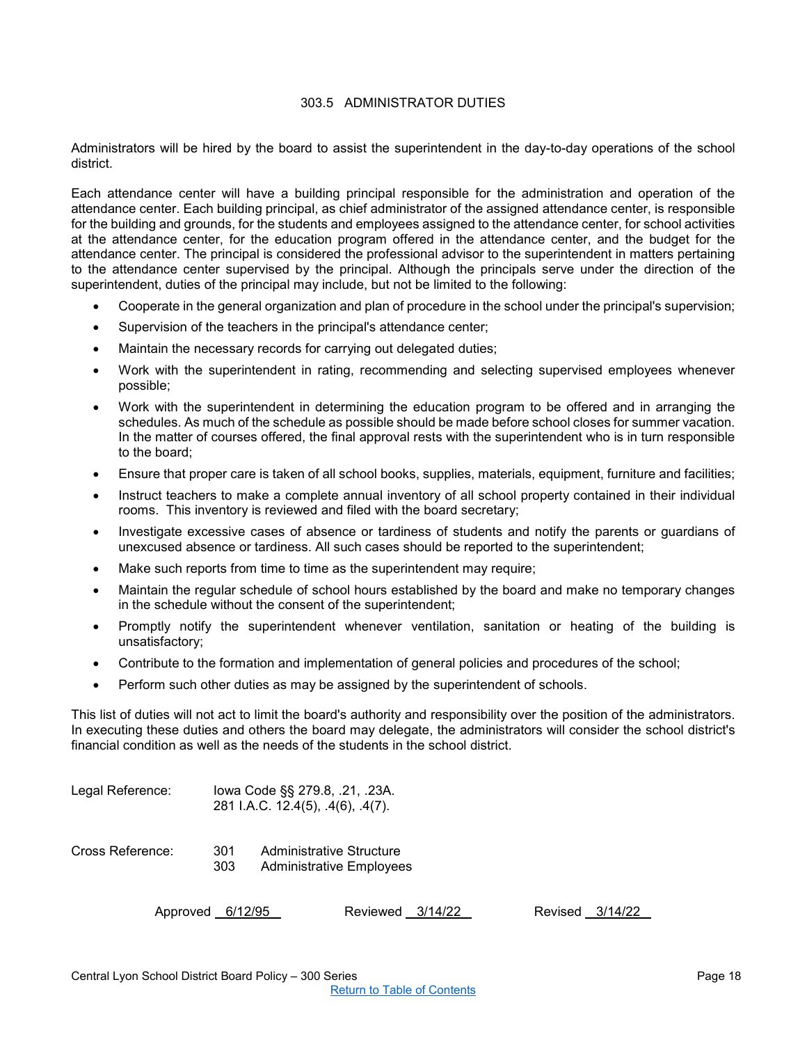# 303.5 ADMINISTRATOR DUTIES

Administrators will be hired by the board to assist the superintendent in the day-to-day operations of the school district.

Each attendance center will have a building principal responsible for the administration and operation of the attendance center. Each building principal, as chief administrator of the assigned attendance center, is responsible for the building and grounds, for the students and employees assigned to the attendance center, for school activities at the attendance center, for the education program offered in the attendance center, and the budget for the attendance center. The principal is considered the professional advisor to the superintendent in matters pertaining to the attendance center supervised by the principal. Although the principals serve under the direction of the superintendent, duties of the principal may include, but not be limited to the following:

- Cooperate in the general organization and plan of procedure in the school under the principal's supervision;
- Supervision of the teachers in the principal's attendance center;
- Maintain the necessary records for carrying out delegated duties;
- Work with the superintendent in rating, recommending and selecting supervised employees whenever possible;
- Work with the superintendent in determining the education program to be offered and in arranging the schedules. As much of the schedule as possible should be made before school closes for summer vacation. In the matter of courses offered, the final approval rests with the superintendent who is in turn responsible to the board;
- Ensure that proper care is taken of all school books, supplies, materials, equipment, furniture and facilities;
- Instruct teachers to make a complete annual inventory of all school property contained in their individual rooms. This inventory is reviewed and filed with the board secretary;
- Investigate excessive cases of absence or tardiness of students and notify the parents or guardians of unexcused absence or tardiness. All such cases should be reported to the superintendent;
- Make such reports from time to time as the superintendent may require;
- Maintain the regular schedule of school hours established by the board and make no temporary changes in the schedule without the consent of the superintendent;
- Promptly notify the superintendent whenever ventilation, sanitation or heating of the building is unsatisfactory;
- Contribute to the formation and implementation of general policies and procedures of the school;
- Perform such other duties as may be assigned by the superintendent of schools.

This list of duties will not act to limit the board's authority and responsibility over the position of the administrators. In executing these duties and others the board may delegate, the administrators will consider the school district's financial condition as well as the needs of the students in the school district.

Legal Reference: Iowa Code §§ 279.8, .21, .23A.
281 I.A.C. 12.4(5), .4(6), .4(7).

Cross Reference: 301 Administrative Structure
303 Administrative Employees

Approved 6/12/95 Reviewed 3/14/22 Revised 3/14/22

Return to Table of Contents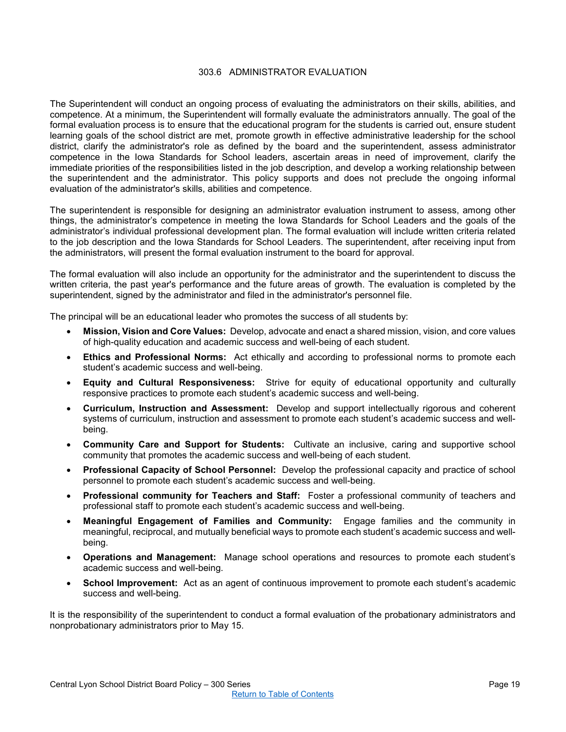# 303.6 ADMINISTRATOR EVALUATION

The Superintendent will conduct an ongoing process of evaluating the administrators on their skills, abilities, and competence. At a minimum, the Superintendent will formally evaluate the administrators annually. The goal of the formal evaluation process is to ensure that the educational program for the students is carried out, ensure student learning goals of the school district are met, promote growth in effective administrative leadership for the school district, clarify the administrator's role as defined by the board and the superintendent, assess administrator competence in the Iowa Standards for School leaders, ascertain areas in need of improvement, clarify the immediate priorities of the responsibilities listed in the job description, and develop a working relationship between the superintendent and the administrator. This policy supports and does not preclude the ongoing informal evaluation of the administrator's skills, abilities and competence.

The superintendent is responsible for designing an administrator evaluation instrument to assess, among other things, the administrator's competence in meeting the Iowa Standards for School Leaders and the goals of the administrator's individual professional development plan. The formal evaluation will include written criteria related to the job description and the Iowa Standards for School Leaders. The superintendent, after receiving input from the administrators, will present the formal evaluation instrument to the board for approval.

The formal evaluation will also include an opportunity for the administrator and the superintendent to discuss the written criteria, the past year's performance and the future areas of growth. The evaluation is completed by the superintendent, signed by the administrator and filed in the administrator's personnel file.

The principal will be an educational leader who promotes the success of all students by:

- **Mission, Vision and Core Values:** Develop, advocate and enact a shared mission, vision, and core values of high-quality education and academic success and well-being of each student.
- **Ethics and Professional Norms:** Act ethically and according to professional norms to promote each student's academic success and well-being.
- **Equity and Cultural Responsiveness:** Strive for equity of educational opportunity and culturally responsive practices to promote each student's academic success and well-being.
- **Curriculum, Instruction and Assessment:** Develop and support intellectually rigorous and coherent systems of curriculum, instruction and assessment to promote each student's academic success and well-being.
- **Community Care and Support for Students:** Cultivate an inclusive, caring and supportive school community that promotes the academic success and well-being of each student.
- **Professional Capacity of School Personnel:** Develop the professional capacity and practice of school personnel to promote each student's academic success and well-being.
- **Professional community for Teachers and Staff:** Foster a professional community of teachers and professional staff to promote each student's academic success and well-being.
- **Meaningful Engagement of Families and Community:** Engage families and the community in meaningful, reciprocal, and mutually beneficial ways to promote each student's academic success and well-being.
- **Operations and Management:** Manage school operations and resources to promote each student's academic success and well-being.
- **School Improvement:** Act as an agent of continuous improvement to promote each student's academic success and well-being.

It is the responsibility of the superintendent to conduct a formal evaluation of the probationary administrators and nonprobationary administrators prior to May 15.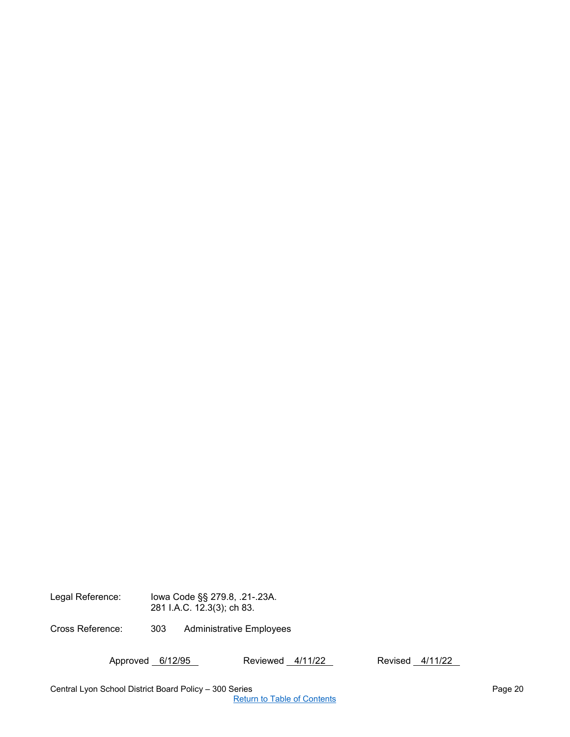Legal Reference: Iowa Code §§ 279.8, .21-.23A.
281 I.A.C. 12.3(3); ch 83.

Cross Reference: 303 Administrative Employees

Approved 6/12/95 Reviewed 4/11/22 Revised 4/11/22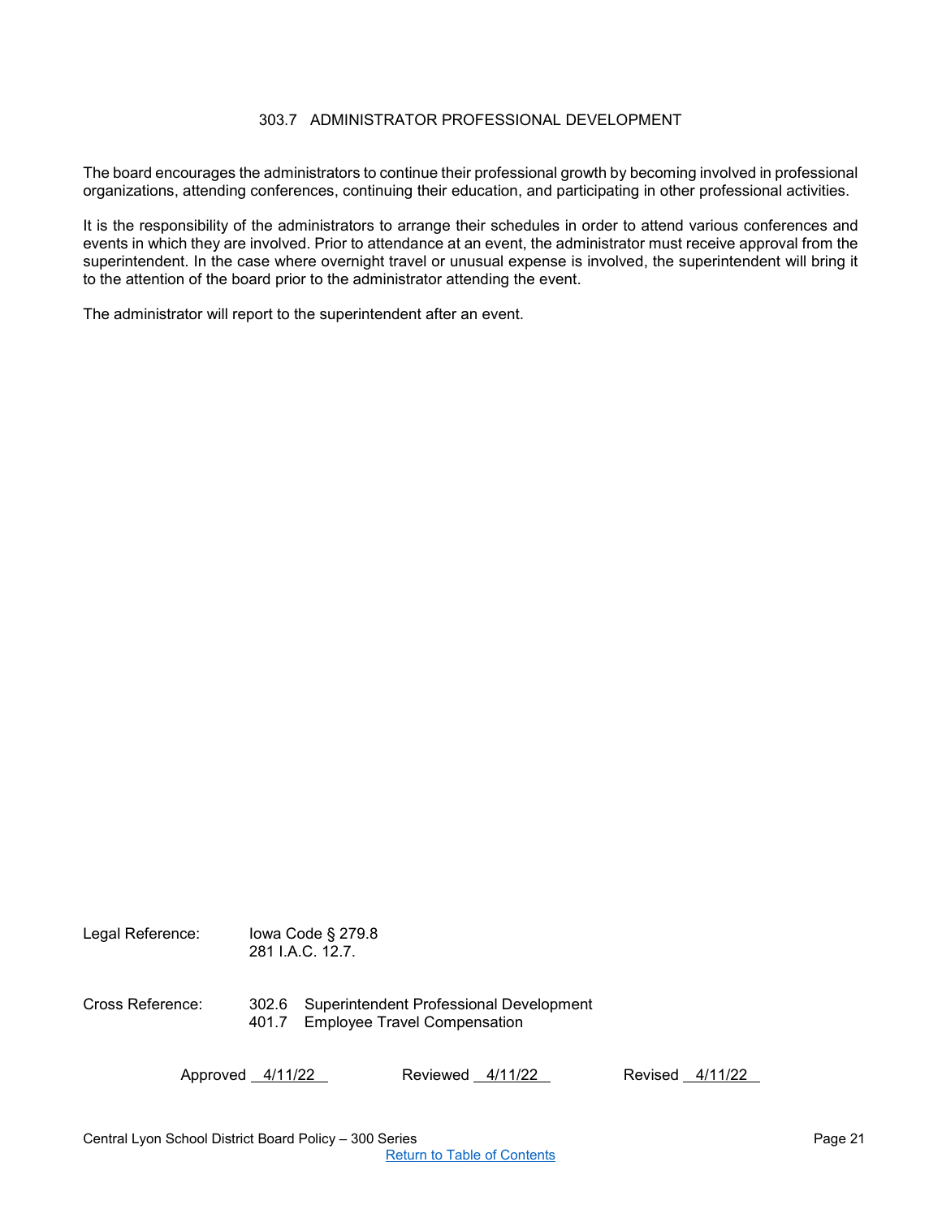# 303.7 ADMINISTRATOR PROFESSIONAL DEVELOPMENT

The board encourages the administrators to continue their professional growth by becoming involved in professional organizations, attending conferences, continuing their education, and participating in other professional activities.

It is the responsibility of the administrators to arrange their schedules in order to attend various conferences and events in which they are involved. Prior to attendance at an event, the administrator must receive approval from the superintendent. In the case where overnight travel or unusual expense is involved, the superintendent will bring it to the attention of the board prior to the administrator attending the event.

The administrator will report to the superintendent after an event.

Legal Reference: Iowa Code § 279.8
281 I.A.C. 12.7.

Cross Reference: 302.6 Superintendent Professional Development
401.7 Employee Travel Compensation

Approved 4/11/22 Reviewed 4/11/22 Revised 4/11/22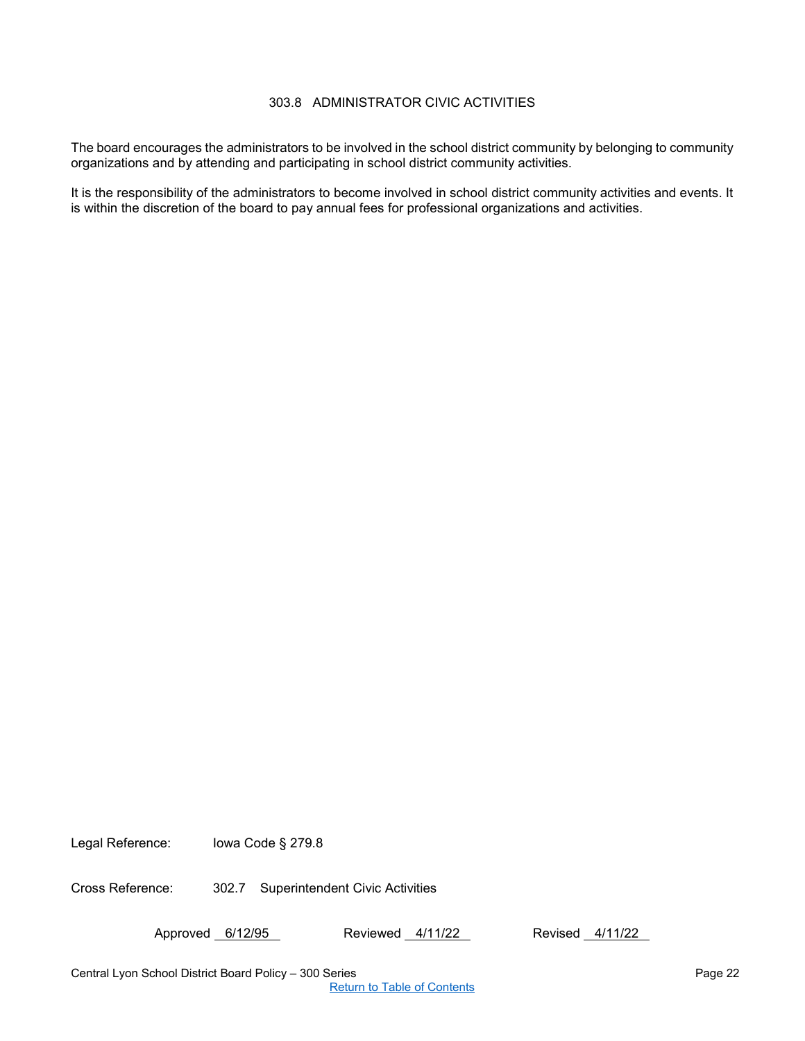# 303.8 ADMINISTRATOR CIVIC ACTIVITIES

The board encourages the administrators to be involved in the school district community by belonging to community organizations and by attending and participating in school district community activities.

It is the responsibility of the administrators to become involved in school district community activities and events. It is within the discretion of the board to pay annual fees for professional organizations and activities.

Legal Reference: Iowa Code § 279.8

Cross Reference: 302.7 Superintendent Civic Activities

Approved 6/12/95 Reviewed 4/11/22 Revised 4/11/22

Central Lyon School District Board Policy – 300 Series

Return to Table of Contents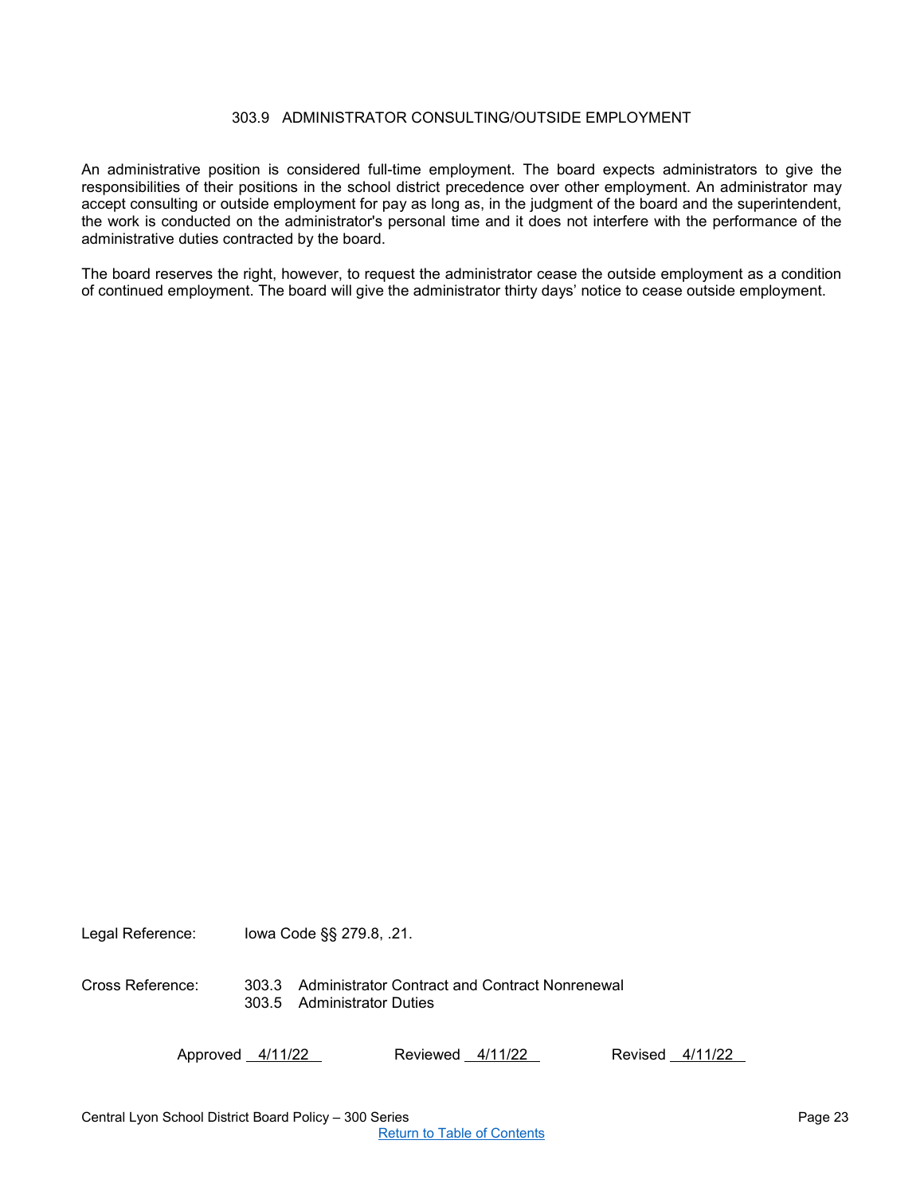# 303.9 ADMINISTRATOR CONSULTING/OUTSIDE EMPLOYMENT

An administrative position is considered full-time employment. The board expects administrators to give the responsibilities of their positions in the school district precedence over other employment. An administrator may accept consulting or outside employment for pay as long as, in the judgment of the board and the superintendent, the work is conducted on the administrator's personal time and it does not interfere with the performance of the administrative duties contracted by the board.

The board reserves the right, however, to request the administrator cease the outside employment as a condition of continued employment. The board will give the administrator thirty days' notice to cease outside employment.

Legal Reference: Iowa Code §§ 279.8, .21.

Cross Reference: 303.3 Administrator Contract and Contract Nonrenewal
303.5 Administrator Duties

Approved 4/11/22 Reviewed 4/11/22 Revised 4/11/22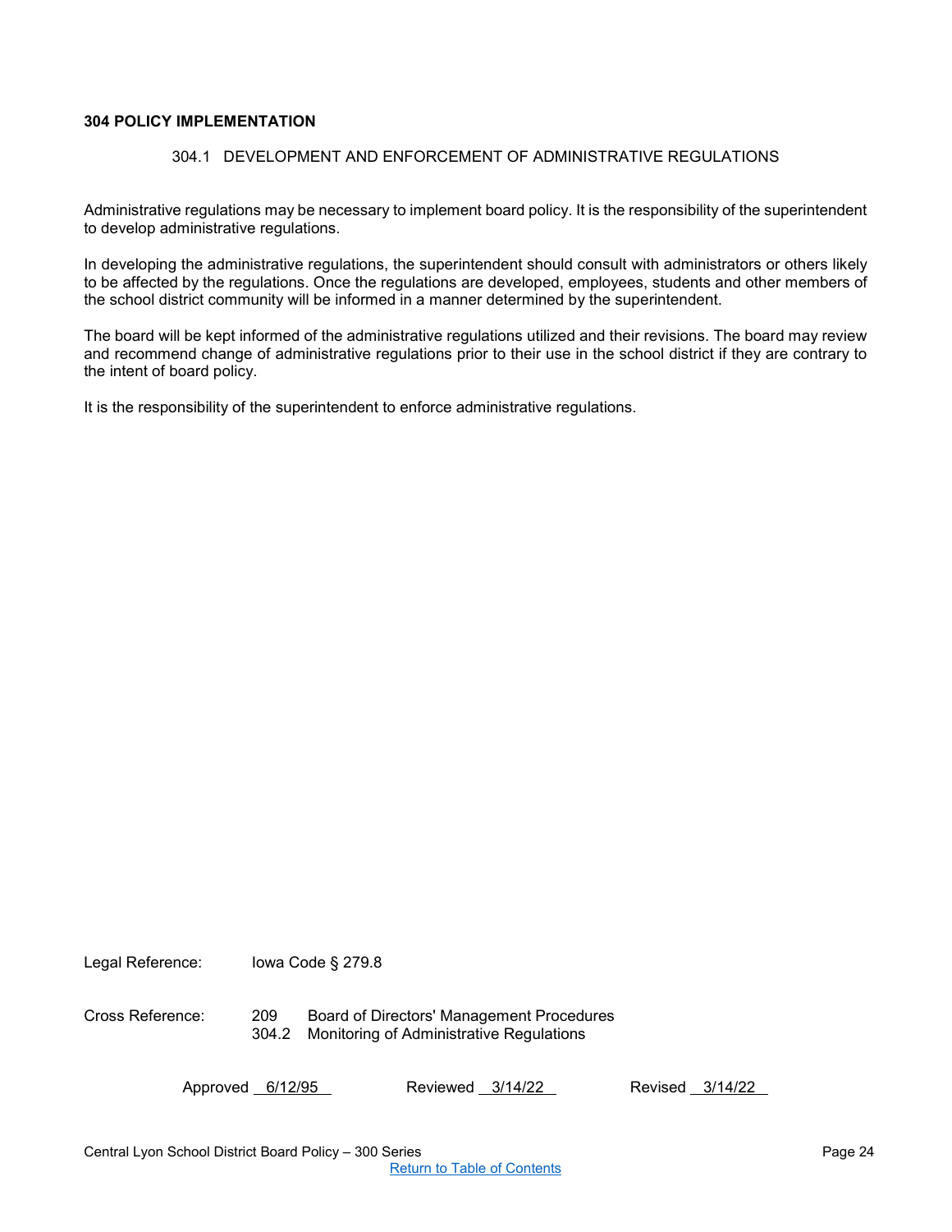**304 POLICY IMPLEMENTATION**

304.1 DEVELOPMENT AND ENFORCEMENT OF ADMINISTRATIVE REGULATIONS

Administrative regulations may be necessary to implement board policy. It is the responsibility of the superintendent to develop administrative regulations.

In developing the administrative regulations, the superintendent should consult with administrators or others likely to be affected by the regulations. Once the regulations are developed, employees, students and other members of the school district community will be informed in a manner determined by the superintendent.

The board will be kept informed of the administrative regulations utilized and their revisions. The board may review and recommend change of administrative regulations prior to their use in the school district if they are contrary to the intent of board policy.

It is the responsibility of the superintendent to enforce administrative regulations.

Legal Reference: Iowa Code § 279.8

Cross Reference: 209 Board of Directors' Management Procedures
304.2 Monitoring of Administrative Regulations

Approved 6/12/95 Reviewed 3/14/22 Revised 3/14/22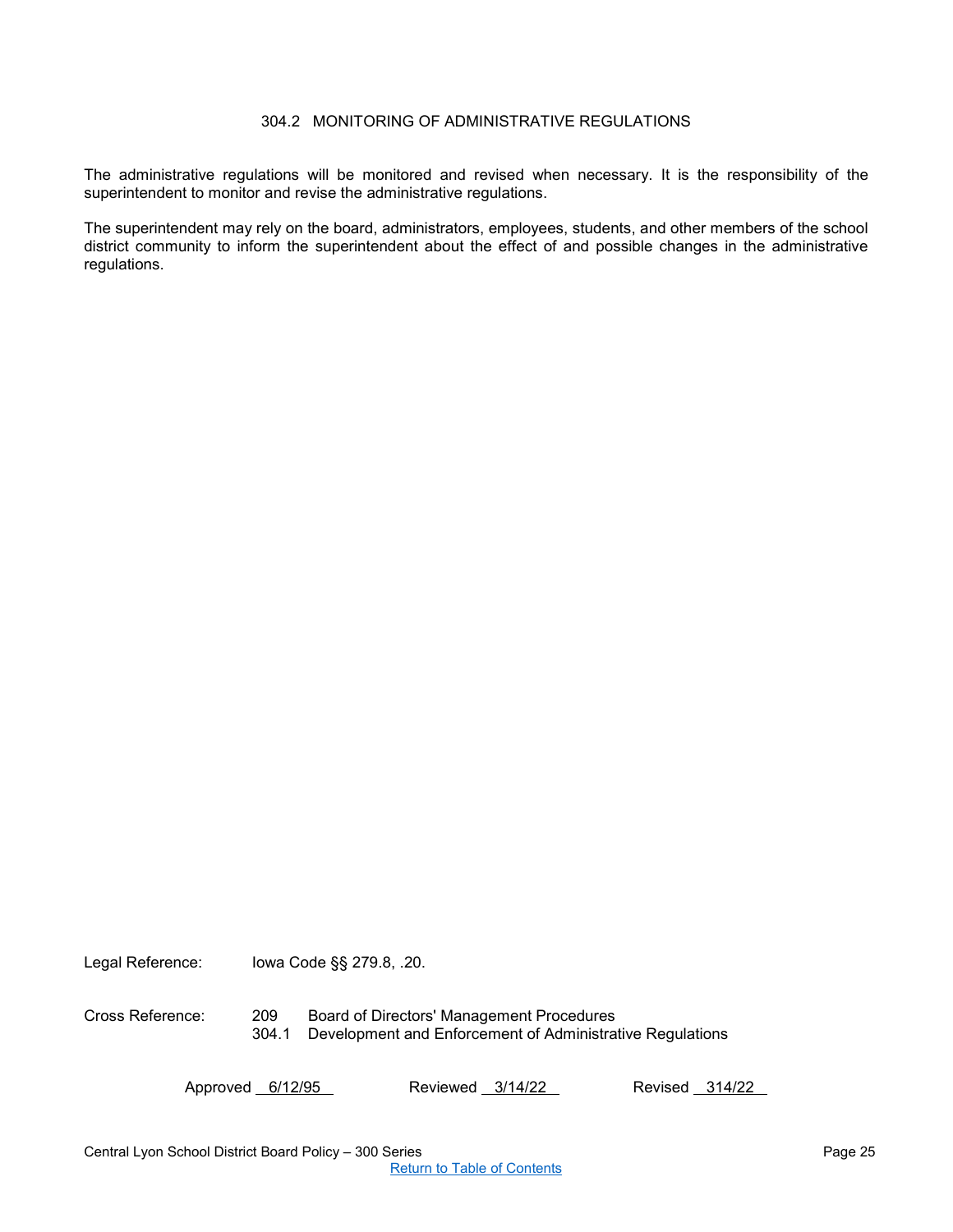# 304.2 MONITORING OF ADMINISTRATIVE REGULATIONS

The administrative regulations will be monitored and revised when necessary. It is the responsibility of the superintendent to monitor and revise the administrative regulations.

The superintendent may rely on the board, administrators, employees, students, and other members of the school district community to inform the superintendent about the effect of and possible changes in the administrative regulations.

Legal Reference: Iowa Code §§ 279.8, .20.

Cross Reference:
- 209 Board of Directors' Management Procedures
- 304.1 Development and Enforcement of Administrative Regulations

Approved 6/12/95    Reviewed 3/14/22    Revised 314/22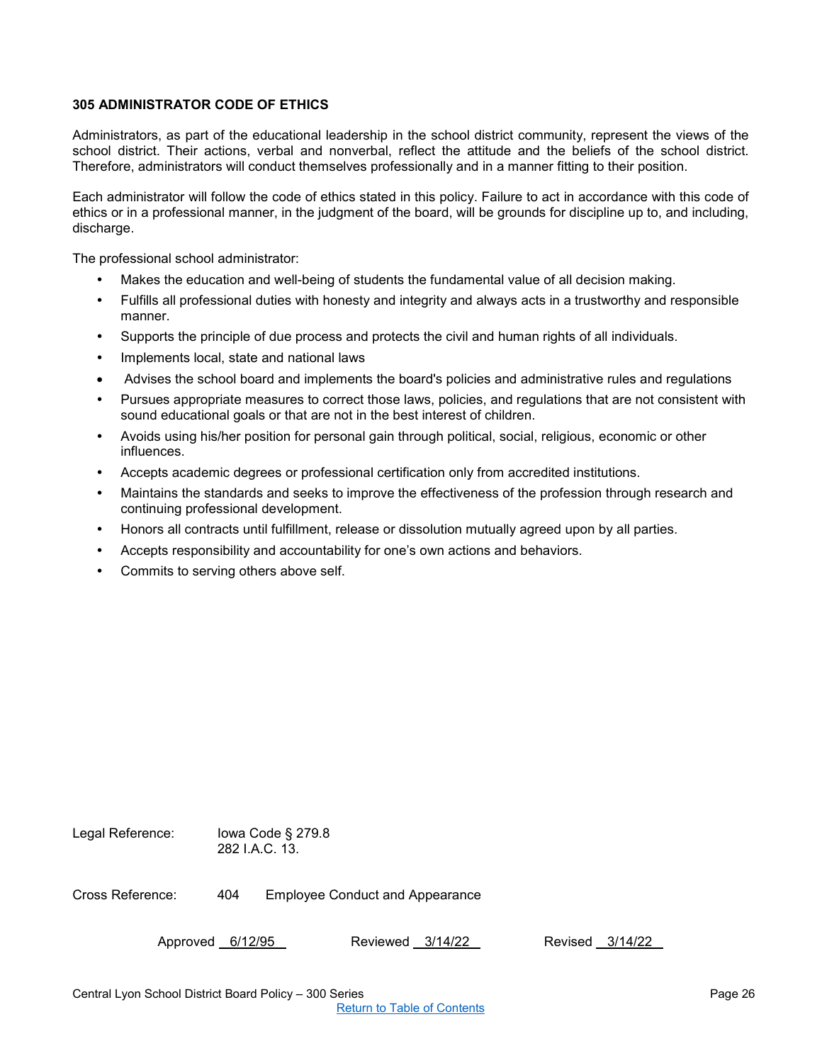# 305 ADMINISTRATOR CODE OF ETHICS

Administrators, as part of the educational leadership in the school district community, represent the views of the school district. Their actions, verbal and nonverbal, reflect the attitude and the beliefs of the school district. Therefore, administrators will conduct themselves professionally and in a manner fitting to their position.

Each administrator will follow the code of ethics stated in this policy. Failure to act in accordance with this code of ethics or in a professional manner, in the judgment of the board, will be grounds for discipline up to, and including, discharge.

The professional school administrator:

- Makes the education and well-being of students the fundamental value of all decision making.
- Fulfills all professional duties with honesty and integrity and always acts in a trustworthy and responsible manner.
- Supports the principle of due process and protects the civil and human rights of all individuals.
- Implements local, state and national laws
- Advises the school board and implements the board's policies and administrative rules and regulations
- Pursues appropriate measures to correct those laws, policies, and regulations that are not consistent with sound educational goals or that are not in the best interest of children.
- Avoids using his/her position for personal gain through political, social, religious, economic or other influences.
- Accepts academic degrees or professional certification only from accredited institutions.
- Maintains the standards and seeks to improve the effectiveness of the profession through research and continuing professional development.
- Honors all contracts until fulfillment, release or dissolution mutually agreed upon by all parties.
- Accepts responsibility and accountability for one's own actions and behaviors.
- Commits to serving others above self.

Legal Reference: Iowa Code § 279.8
282 I.A.C. 13.

Cross Reference: 404 Employee Conduct and Appearance

Approved 6/12/95 Reviewed 3/14/22 Revised 3/14/22

Central Lyon School District Board Policy – 300 Series

Return to Table of Contents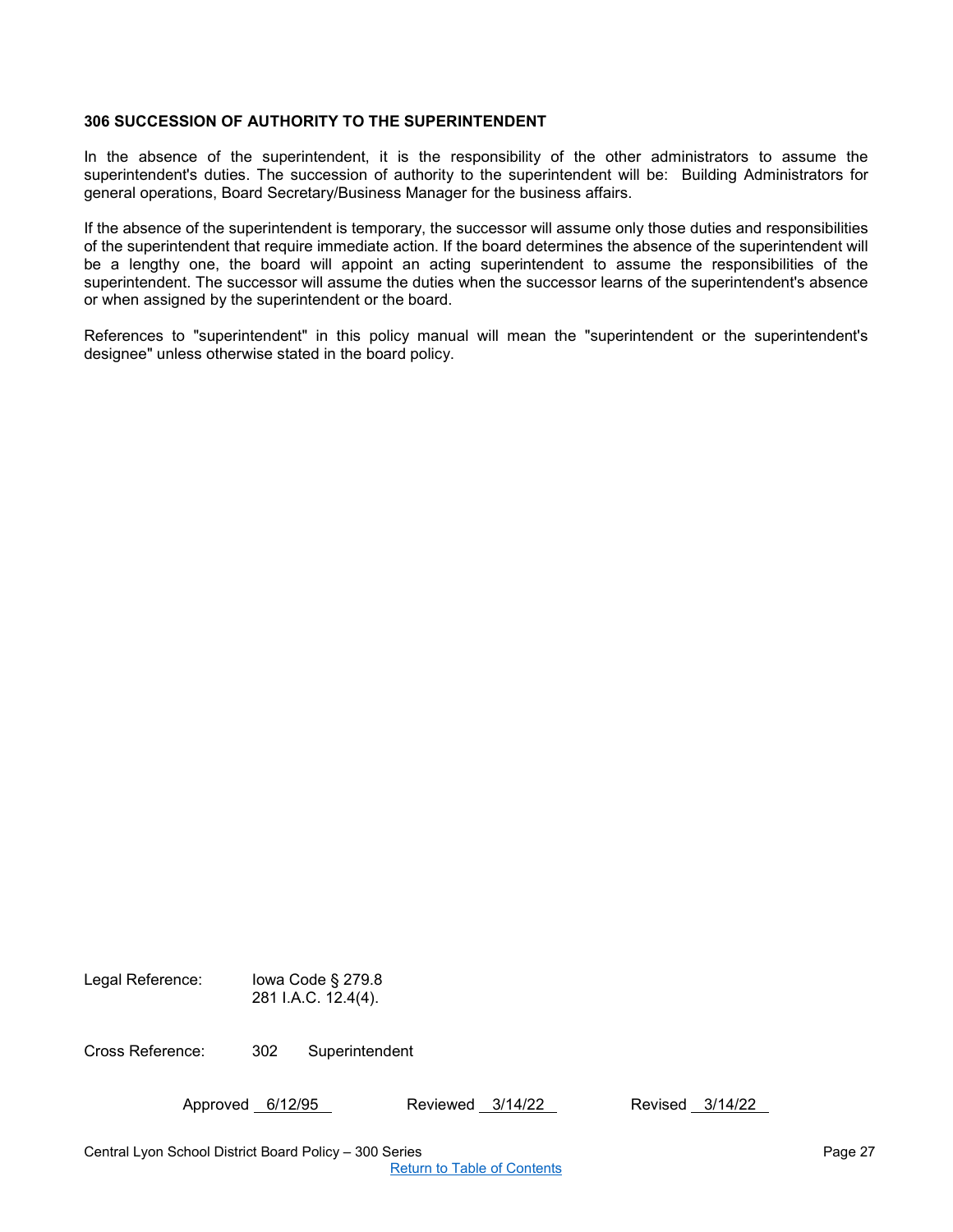**306 SUCCESSION OF AUTHORITY TO THE SUPERINTENDENT**

In the absence of the superintendent, it is the responsibility of the other administrators to assume the superintendent's duties. The succession of authority to the superintendent will be: Building Administrators for general operations, Board Secretary/Business Manager for the business affairs.

If the absence of the superintendent is temporary, the successor will assume only those duties and responsibilities of the superintendent that require immediate action. If the board determines the absence of the superintendent will be a lengthy one, the board will appoint an acting superintendent to assume the responsibilities of the superintendent. The successor will assume the duties when the successor learns of the superintendent's absence or when assigned by the superintendent or the board.

References to "superintendent" in this policy manual will mean the "superintendent or the superintendent's designee" unless otherwise stated in the board policy.

Legal Reference: Iowa Code § 279.8
281 I.A.C. 12.4(4).

Cross Reference: 302 Superintendent

Approved 6/12/95 Reviewed 3/14/22 Revised 3/14/22

Return to Table of Contents